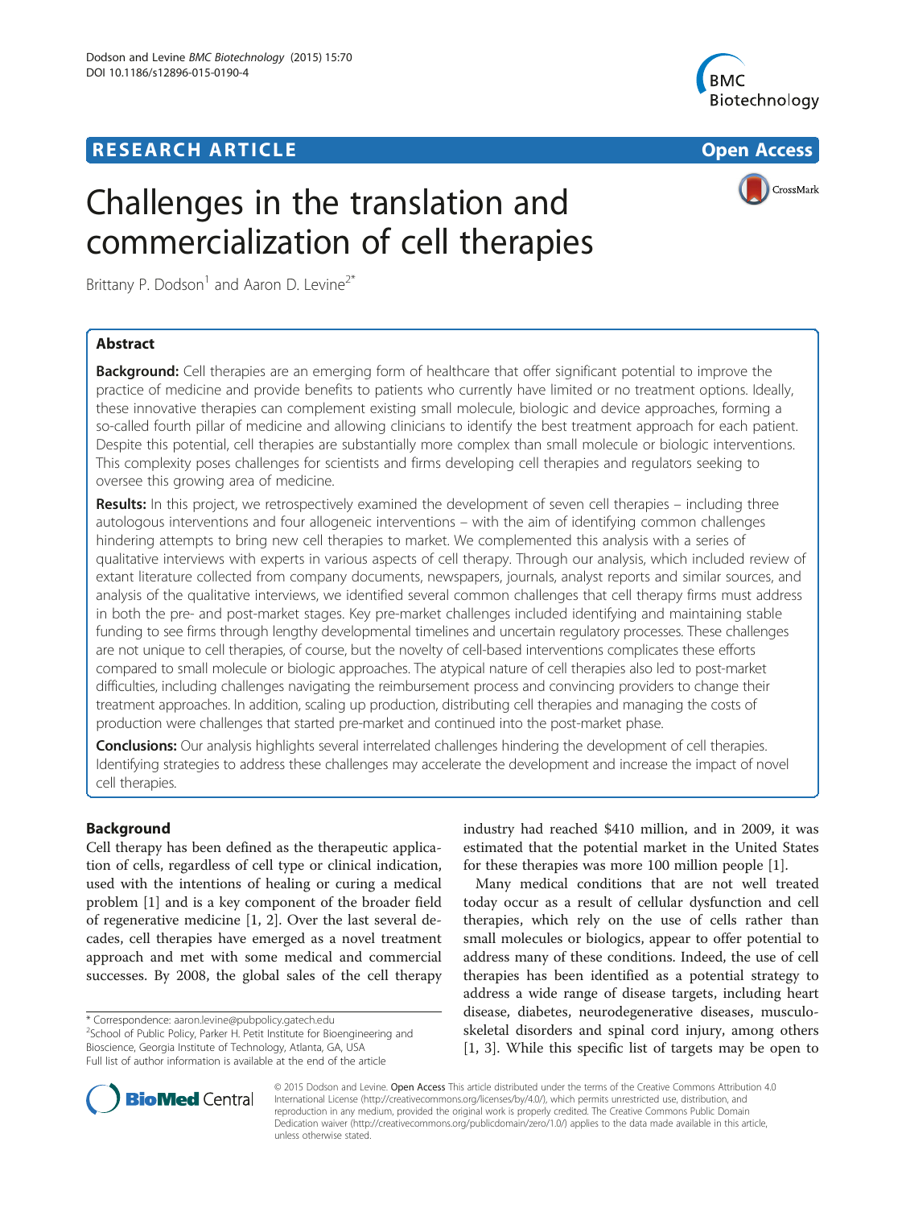# Challenges in the translation and commercialization of cell therapies

Brittany P. Dodson[1] and Aaron D. Levine[2*]

## Abstract

**Background:** Cell therapies are an emerging form of healthcare that offer significant potential to improve the practice of medicine and provide benefits to patients who currently have limited or no treatment options. Ideally, these innovative therapies can complement existing small molecule, biologic and device approaches, forming a so-called fourth pillar of medicine and allowing clinicians to identify the best treatment approach for each patient. Despite this potential, cell therapies are substantially more complex than small molecule or biologic interventions. This complexity poses challenges for scientists and firms developing cell therapies and regulators seeking to oversee this growing area of medicine.

**Results:** In this project, we retrospectively examined the development of seven cell therapies – including three autologous interventions and four allogeneic interventions – with the aim of identifying common challenges hindering attempts to bring new cell therapies to market. We complemented this analysis with a series of qualitative interviews with experts in various aspects of cell therapy. Through our analysis, which included review of extant literature collected from company documents, newspapers, journals, analyst reports and similar sources, and analysis of the qualitative interviews, we identified several common challenges that cell therapy firms must address in both the pre- and post-market stages. Key pre-market challenges included identifying and maintaining stable funding to see firms through lengthy developmental timelines and uncertain regulatory processes. These challenges are not unique to cell therapies, of course, but the novelty of cell-based interventions complicates these efforts compared to small molecule or biologic approaches. The atypical nature of cell therapies also led to post-market difficulties, including challenges navigating the reimbursement process and convincing providers to change their treatment approaches. In addition, scaling up production, distributing cell therapies and managing the costs of production were challenges that started pre-market and continued into the post-market phase.

**Conclusions:** Our analysis highlights several interrelated challenges hindering the development of cell therapies. Identifying strategies to address these challenges may accelerate the development and increase the impact of novel cell therapies.

## Background

Cell therapy has been defined as the therapeutic application of cells, regardless of cell type or clinical indication, used with the intentions of healing or curing a medical problem [1] and is a key component of the broader field of regenerative medicine [1, 2]. Over the last several decades, cell therapies have emerged as a novel treatment approach and met with some medical and commercial successes. By 2008, the global sales of the cell therapy industry had reached $410 million, and in 2009, it was estimated that the potential market in the United States for these therapies was more 100 million people [1].

Many medical conditions that are not well treated today occur as a result of cellular dysfunction and cell therapies, which rely on the use of cells rather than small molecules or biologics, appear to offer potential to address many of these conditions. Indeed, the use of cell therapies has been identified as a potential strategy to address a wide range of disease targets, including heart disease, diabetes, neurodegenerative diseases, musculoskeletal disorders and spinal cord injury, among others [1, 3]. While this specific list of targets may be open to

\* Correspondence: aaron.levine@pubpolicy.gatech.edu
[2]School of Public Policy, Parker H. Petit Institute for Bioengineering and Bioscience, Georgia Institute of Technology, Atlanta, GA, USA
Full list of author information is available at the end of the article

© 2015 Dodson and Levine. Open Access This article is distributed under the terms of the Creative Commons Attribution 4.0 International License (http://creativecommons.org/licenses/by/4.0/), which permits unrestricted use, distribution, and reproduction in any medium, provided the original work is properly credited. The Creative Commons Public Domain Dedication waiver (http://creativecommons.org/publicdomain/zero/1.0/) applies to the data made available in this article, unless otherwise stated.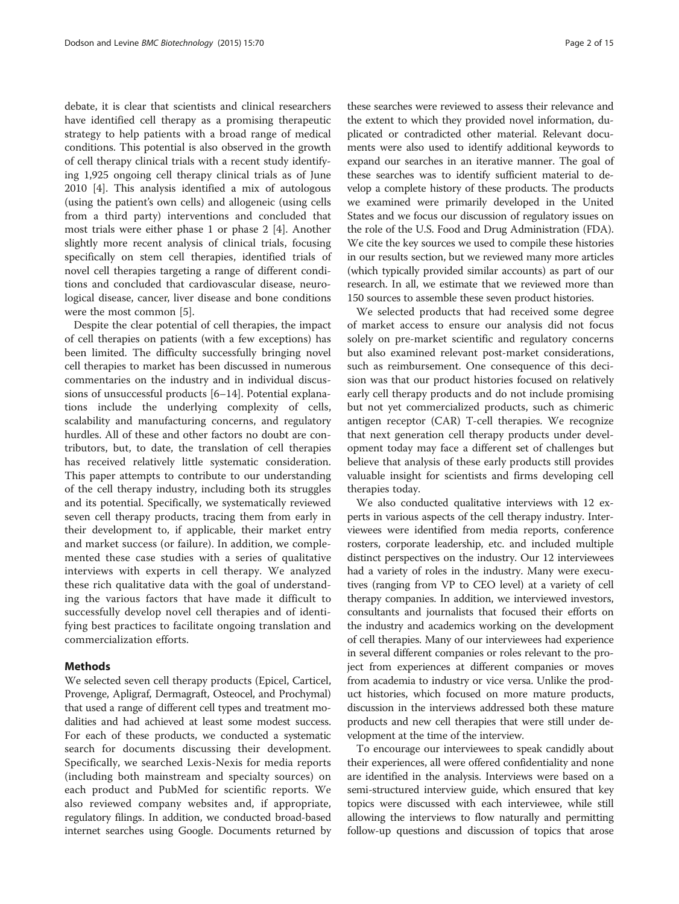debate, it is clear that scientists and clinical researchers have identified cell therapy as a promising therapeutic strategy to help patients with a broad range of medical conditions. This potential is also observed in the growth of cell therapy clinical trials with a recent study identifying 1,925 ongoing cell therapy clinical trials as of June 2010 [4]. This analysis identified a mix of autologous (using the patient's own cells) and allogeneic (using cells from a third party) interventions and concluded that most trials were either phase 1 or phase 2 [4]. Another slightly more recent analysis of clinical trials, focusing specifically on stem cell therapies, identified trials of novel cell therapies targeting a range of different conditions and concluded that cardiovascular disease, neurological disease, cancer, liver disease and bone conditions were the most common [5].

Despite the clear potential of cell therapies, the impact of cell therapies on patients (with a few exceptions) has been limited. The difficulty successfully bringing novel cell therapies to market has been discussed in numerous commentaries on the industry and in individual discussions of unsuccessful products [6–14]. Potential explanations include the underlying complexity of cells, scalability and manufacturing concerns, and regulatory hurdles. All of these and other factors no doubt are contributors, but, to date, the translation of cell therapies has received relatively little systematic consideration. This paper attempts to contribute to our understanding of the cell therapy industry, including both its struggles and its potential. Specifically, we systematically reviewed seven cell therapy products, tracing them from early in their development to, if applicable, their market entry and market success (or failure). In addition, we complemented these case studies with a series of qualitative interviews with experts in cell therapy. We analyzed these rich qualitative data with the goal of understanding the various factors that have made it difficult to successfully develop novel cell therapies and of identifying best practices to facilitate ongoing translation and commercialization efforts.

## Methods

We selected seven cell therapy products (Epicel, Carticel, Provenge, Apligraf, Dermagraft, Osteocel, and Prochymal) that used a range of different cell types and treatment modalities and had achieved at least some modest success. For each of these products, we conducted a systematic search for documents discussing their development. Specifically, we searched Lexis-Nexis for media reports (including both mainstream and specialty sources) on each product and PubMed for scientific reports. We also reviewed company websites and, if appropriate, regulatory filings. In addition, we conducted broad-based internet searches using Google. Documents returned by these searches were reviewed to assess their relevance and the extent to which they provided novel information, duplicated or contradicted other material. Relevant documents were also used to identify additional keywords to expand our searches in an iterative manner. The goal of these searches was to identify sufficient material to develop a complete history of these products. The products we examined were primarily developed in the United States and we focus our discussion of regulatory issues on the role of the U.S. Food and Drug Administration (FDA). We cite the key sources we used to compile these histories in our results section, but we reviewed many more articles (which typically provided similar accounts) as part of our research. In all, we estimate that we reviewed more than 150 sources to assemble these seven product histories.

We selected products that had received some degree of market access to ensure our analysis did not focus solely on pre-market scientific and regulatory concerns but also examined relevant post-market considerations, such as reimbursement. One consequence of this decision was that our product histories focused on relatively early cell therapy products and do not include promising but not yet commercialized products, such as chimeric antigen receptor (CAR) T-cell therapies. We recognize that next generation cell therapy products under development today may face a different set of challenges but believe that analysis of these early products still provides valuable insight for scientists and firms developing cell therapies today.

We also conducted qualitative interviews with 12 experts in various aspects of the cell therapy industry. Interviewees were identified from media reports, conference rosters, corporate leadership, etc. and included multiple distinct perspectives on the industry. Our 12 interviewees had a variety of roles in the industry. Many were executives (ranging from VP to CEO level) at a variety of cell therapy companies. In addition, we interviewed investors, consultants and journalists that focused their efforts on the industry and academics working on the development of cell therapies. Many of our interviewees had experience in several different companies or roles relevant to the project from experiences at different companies or moves from academia to industry or vice versa. Unlike the product histories, which focused on more mature products, discussion in the interviews addressed both these mature products and new cell therapies that were still under development at the time of the interview.

To encourage our interviewees to speak candidly about their experiences, all were offered confidentiality and none are identified in the analysis. Interviews were based on a semi-structured interview guide, which ensured that key topics were discussed with each interviewee, while still allowing the interviews to flow naturally and permitting follow-up questions and discussion of topics that arose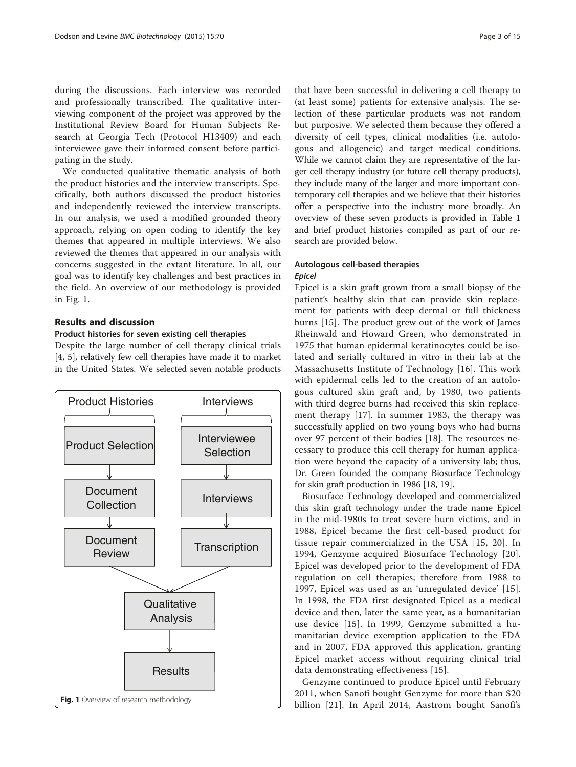during the discussions. Each interview was recorded and professionally transcribed. The qualitative interviewing component of the project was approved by the Institutional Review Board for Human Subjects Research at Georgia Tech (Protocol H13409) and each interviewee gave their informed consent before participating in the study.

We conducted qualitative thematic analysis of both the product histories and the interview transcripts. Specifically, both authors discussed the product histories and independently reviewed the interview transcripts. In our analysis, we used a modified grounded theory approach, relying on open coding to identify the key themes that appeared in multiple interviews. We also reviewed the themes that appeared in our analysis with concerns suggested in the extant literature. In all, our goal was to identify key challenges and best practices in the field. An overview of our methodology is provided in Fig. 1.

## Results and discussion

### Product histories for seven existing cell therapies

Despite the large number of cell therapy clinical trials [4, 5], relatively few cell therapies have made it to market in the United States. We selected seven notable products that have been successful in delivering a cell therapy to (at least some) patients for extensive analysis. The selection of these particular products was not random but purposive. We selected them because they offered a diversity of cell types, clinical modalities (i.e. autologous and allogeneic) and target medical conditions. While we cannot claim they are representative of the larger cell therapy industry (or future cell therapy products), they include many of the larger and more important contemporary cell therapies and we believe that their histories offer a perspective into the industry more broadly. An overview of these seven products is provided in Table 1 and brief product histories compiled as part of our research are provided below.

Product Histories: Product Selection → Document Collection → Document Review

Interviews: Interviewee Selection → Interviews → Transcription

→ Qualitative Analysis → Results

**Fig. 1** Overview of research methodology

### Autologous cell-based therapies

#### *Epicel*

Epicel is a skin graft grown from a small biopsy of the patient's healthy skin that can provide skin replacement for patients with deep dermal or full thickness burns [15]. The product grew out of the work of James Rheinwald and Howard Green, who demonstrated in 1975 that human epidermal keratinocytes could be isolated and serially cultured in vitro in their lab at the Massachusetts Institute of Technology [16]. This work with epidermal cells led to the creation of an autologous cultured skin graft and, by 1980, two patients with third degree burns had received this skin replacement therapy [17]. In summer 1983, the therapy was successfully applied on two young boys who had burns over 97 percent of their bodies [18]. The resources necessary to produce this cell therapy for human application were beyond the capacity of a university lab; thus, Dr. Green founded the company Biosurface Technology for skin graft production in 1986 [18, 19].

Biosurface Technology developed and commercialized this skin graft technology under the trade name Epicel in the mid-1980s to treat severe burn victims, and in 1988, Epicel became the first cell-based product for tissue repair commercialized in the USA [15, 20]. In 1994, Genzyme acquired Biosurface Technology [20]. Epicel was developed prior to the development of FDA regulation on cell therapies; therefore from 1988 to 1997, Epicel was used as an 'unregulated device' [15]. In 1998, the FDA first designated Epicel as a medical device and then, later the same year, as a humanitarian use device [15]. In 1999, Genzyme submitted a humanitarian device exemption application to the FDA and in 2007, FDA approved this application, granting Epicel market access without requiring clinical trial data demonstrating effectiveness [15].

Genzyme continued to produce Epicel until February 2011, when Sanofi bought Genzyme for more than $20 billion [21]. In April 2014, Aastrom bought Sanofi's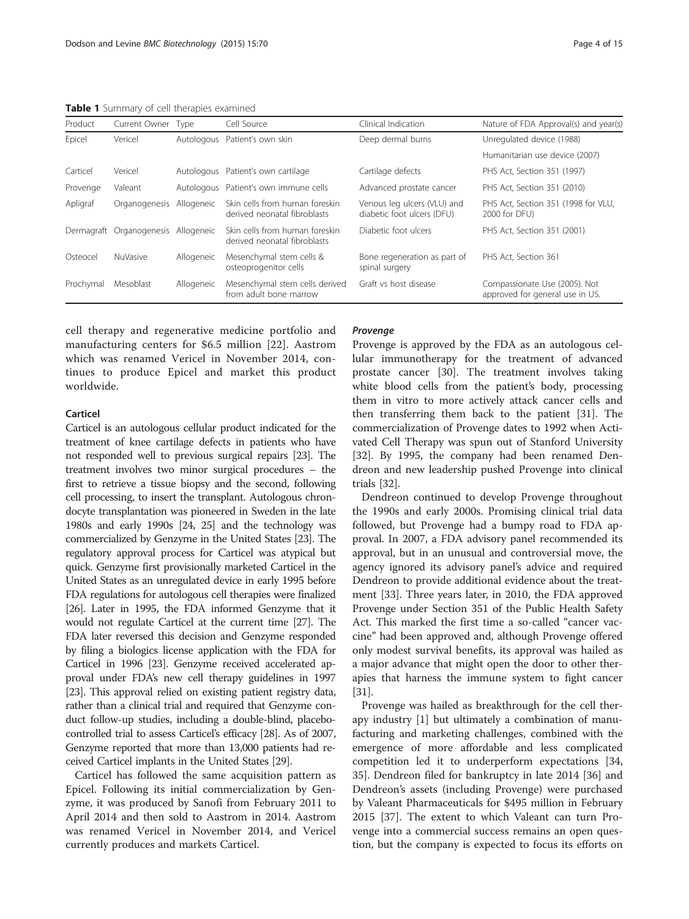**Table 1** Summary of cell therapies examined

| Product | Current Owner | Type | Cell Source | Clinical Indication | Nature of FDA Approval(s) and year(s) |
| --- | --- | --- | --- | --- | --- |
| Epicel | Vericel | Autologous | Patient's own skin | Deep dermal burns | Unregulated device (1988) |
| | | | | | Humanitarian use device (2007) |
| Carticel | Vericel | Autologous | Patient's own cartilage | Cartilage defects | PHS Act, Section 351 (1997) |
| Provenge | Valeant | Autologous | Patient's own immune cells | Advanced prostate cancer | PHS Act, Section 351 (2010) |
| Apligraf | Organogenesis | Allogeneic | Skin cells from human foreskin derived neonatal fibroblasts | Venous leg ulcers (VLU) and diabetic foot ulcers (DFU) | PHS Act, Section 351 (1998 for VLU, 2000 for DFU) |
| Dermagraft | Organogenesis | Allogeneic | Skin cells from human foreskin derived neonatal fibroblasts | Diabetic foot ulcers | PHS Act, Section 351 (2001) |
| Osteocel | NuVasive | Allogeneic | Mesenchymal stem cells & osteoprogenitor cells | Bone regeneration as part of spinal surgery | PHS Act, Section 361 |
| Prochymal | Mesoblast | Allogeneic | Mesenchymal stem cells derived from adult bone marrow | Graft vs host disease | Compassionate Use (2005). Not approved for general use in US. |

cell therapy and regenerative medicine portfolio and manufacturing centers for $6.5 million [22]. Aastrom which was renamed Vericel in November 2014, continues to produce Epicel and market this product worldwide.

#### Carticel

Carticel is an autologous cellular product indicated for the treatment of knee cartilage defects in patients who have not responded well to previous surgical repairs [23]. The treatment involves two minor surgical procedures – the first to retrieve a tissue biopsy and the second, following cell processing, to insert the transplant. Autologous chrondocyte transplantation was pioneered in Sweden in the late 1980s and early 1990s [24, 25] and the technology was commercialized by Genzyme in the United States [23]. The regulatory approval process for Carticel was atypical but quick. Genzyme first provisionally marketed Carticel in the United States as an unregulated device in early 1995 before FDA regulations for autologous cell therapies were finalized [26]. Later in 1995, the FDA informed Genzyme that it would not regulate Carticel at the current time [27]. The FDA later reversed this decision and Genzyme responded by filing a biologics license application with the FDA for Carticel in 1996 [23]. Genzyme received accelerated approval under FDA's new cell therapy guidelines in 1997 [23]. This approval relied on existing patient registry data, rather than a clinical trial and required that Genzyme conduct follow-up studies, including a double-blind, placebo-controlled trial to assess Carticel's efficacy [28]. As of 2007, Genzyme reported that more than 13,000 patients had received Carticel implants in the United States [29].

Carticel has followed the same acquisition pattern as Epicel. Following its initial commercialization by Genzyme, it was produced by Sanofi from February 2011 to April 2014 and then sold to Aastrom in 2014. Aastrom was renamed Vericel in November 2014, and Vericel currently produces and markets Carticel.

#### *Provenge*

Provenge is approved by the FDA as an autologous cellular immunotherapy for the treatment of advanced prostate cancer [30]. The treatment involves taking white blood cells from the patient's body, processing them in vitro to more actively attack cancer cells and then transferring them back to the patient [31]. The commercialization of Provenge dates to 1992 when Activated Cell Therapy was spun out of Stanford University [32]. By 1995, the company had been renamed Dendreon and new leadership pushed Provenge into clinical trials [32].

Dendreon continued to develop Provenge throughout the 1990s and early 2000s. Promising clinical trial data followed, but Provenge had a bumpy road to FDA approval. In 2007, a FDA advisory panel recommended its approval, but in an unusual and controversial move, the agency ignored its advisory panel's advice and required Dendreon to provide additional evidence about the treatment [33]. Three years later, in 2010, the FDA approved Provenge under Section 351 of the Public Health Safety Act. This marked the first time a so-called "cancer vaccine" had been approved and, although Provenge offered only modest survival benefits, its approval was hailed as a major advance that might open the door to other therapies that harness the immune system to fight cancer [31].

Provenge was hailed as breakthrough for the cell therapy industry [1] but ultimately a combination of manufacturing and marketing challenges, combined with the emergence of more affordable and less complicated competition led it to underperform expectations [34, 35]. Dendreon filed for bankruptcy in late 2014 [36] and Dendreon's assets (including Provenge) were purchased by Valeant Pharmaceuticals for $495 million in February 2015 [37]. The extent to which Valeant can turn Provenge into a commercial success remains an open question, but the company is expected to focus its efforts on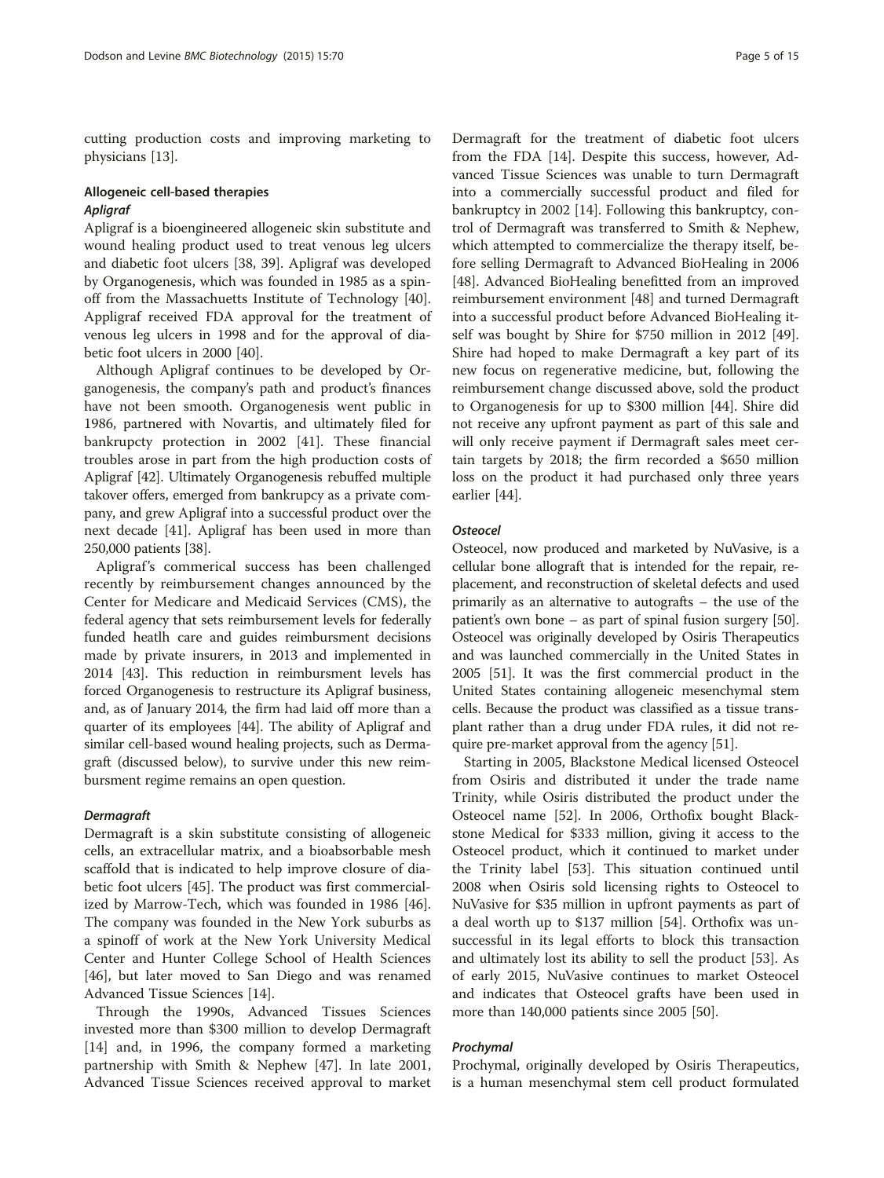cutting production costs and improving marketing to physicians [13].

### Allogeneic cell-based therapies

#### *Apligraf*

Apligraf is a bioengineered allogeneic skin substitute and wound healing product used to treat venous leg ulcers and diabetic foot ulcers [38, 39]. Apligraf was developed by Organogenesis, which was founded in 1985 as a spin-off from the Massachuetts Institute of Technology [40]. Appligraf received FDA approval for the treatment of venous leg ulcers in 1998 and for the approval of diabetic foot ulcers in 2000 [40].

Although Apligraf continues to be developed by Organogenesis, the company's path and product's finances have not been smooth. Organogenesis went public in 1986, partnered with Novartis, and ultimately filed for bankrupcty protection in 2002 [41]. These financial troubles arose in part from the high production costs of Apligraf [42]. Ultimately Organogenesis rebuffed multiple takover offers, emerged from bankrupcy as a private company, and grew Apligraf into a successful product over the next decade [41]. Apligraf has been used in more than 250,000 patients [38].

Apligraf's commerical success has been challenged recently by reimbursement changes announced by the Center for Medicare and Medicaid Services (CMS), the federal agency that sets reimbursement levels for federally funded heatlh care and guides reimbursment decisions made by private insurers, in 2013 and implemented in 2014 [43]. This reduction in reimbursment levels has forced Organogenesis to restructure its Apligraf business, and, as of January 2014, the firm had laid off more than a quarter of its employees [44]. The ability of Apligraf and similar cell-based wound healing projects, such as Dermagraft (discussed below), to survive under this new reimbursment regime remains an open question.

#### *Dermagraft*

Dermagraft is a skin substitute consisting of allogeneic cells, an extracellular matrix, and a bioabsorbable mesh scaffold that is indicated to help improve closure of diabetic foot ulcers [45]. The product was first commercialized by Marrow-Tech, which was founded in 1986 [46]. The company was founded in the New York suburbs as a spinoff of work at the New York University Medical Center and Hunter College School of Health Sciences [46], but later moved to San Diego and was renamed Advanced Tissue Sciences [14].

Through the 1990s, Advanced Tissues Sciences invested more than $300 million to develop Dermagraft [14] and, in 1996, the company formed a marketing partnership with Smith & Nephew [47]. In late 2001, Advanced Tissue Sciences received approval to market Dermagraft for the treatment of diabetic foot ulcers from the FDA [14]. Despite this success, however, Advanced Tissue Sciences was unable to turn Dermagraft into a commercially successful product and filed for bankruptcy in 2002 [14]. Following this bankruptcy, control of Dermagraft was transferred to Smith & Nephew, which attempted to commercialize the therapy itself, before selling Dermagraft to Advanced BioHealing in 2006 [48]. Advanced BioHealing benefitted from an improved reimbursement environment [48] and turned Dermagraft into a successful product before Advanced BioHealing itself was bought by Shire for $750 million in 2012 [49]. Shire had hoped to make Dermagraft a key part of its new focus on regenerative medicine, but, following the reimbursement change discussed above, sold the product to Organogenesis for up to $300 million [44]. Shire did not receive any upfront payment as part of this sale and will only receive payment if Dermagraft sales meet certain targets by 2018; the firm recorded a $650 million loss on the product it had purchased only three years earlier [44].

#### *Osteocel*

Osteocel, now produced and marketed by NuVasive, is a cellular bone allograft that is intended for the repair, replacement, and reconstruction of skeletal defects and used primarily as an alternative to autografts – the use of the patient's own bone – as part of spinal fusion surgery [50]. Osteocel was originally developed by Osiris Therapeutics and was launched commercially in the United States in 2005 [51]. It was the first commercial product in the United States containing allogeneic mesenchymal stem cells. Because the product was classified as a tissue transplant rather than a drug under FDA rules, it did not require pre-market approval from the agency [51].

Starting in 2005, Blackstone Medical licensed Osteocel from Osiris and distributed it under the trade name Trinity, while Osiris distributed the product under the Osteocel name [52]. In 2006, Orthofix bought Blackstone Medical for $333 million, giving it access to the Osteocel product, which it continued to market under the Trinity label [53]. This situation continued until 2008 when Osiris sold licensing rights to Osteocel to NuVasive for $35 million in upfront payments as part of a deal worth up to $137 million [54]. Orthofix was unsuccessful in its legal efforts to block this transaction and ultimately lost its ability to sell the product [53]. As of early 2015, NuVasive continues to market Osteocel and indicates that Osteocel grafts have been used in more than 140,000 patients since 2005 [50].

#### *Prochymal*

Prochymal, originally developed by Osiris Therapeutics, is a human mesenchymal stem cell product formulated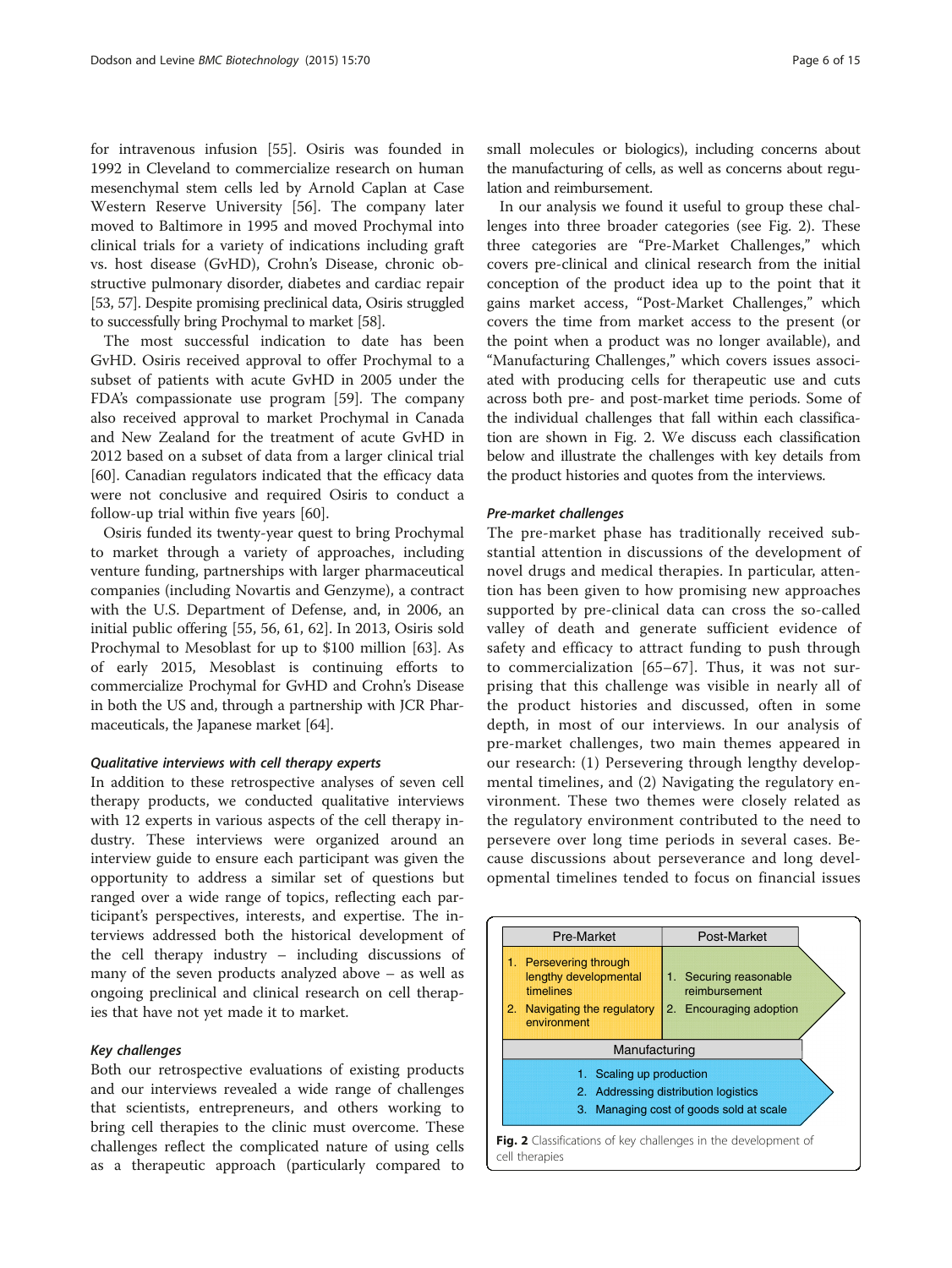for intravenous infusion [55]. Osiris was founded in 1992 in Cleveland to commercialize research on human mesenchymal stem cells led by Arnold Caplan at Case Western Reserve University [56]. The company later moved to Baltimore in 1995 and moved Prochymal into clinical trials for a variety of indications including graft vs. host disease (GvHD), Crohn's Disease, chronic obstructive pulmonary disorder, diabetes and cardiac repair [53, 57]. Despite promising preclinical data, Osiris struggled to successfully bring Prochymal to market [58].

The most successful indication to date has been GvHD. Osiris received approval to offer Prochymal to a subset of patients with acute GvHD in 2005 under the FDA's compassionate use program [59]. The company also received approval to market Prochymal in Canada and New Zealand for the treatment of acute GvHD in 2012 based on a subset of data from a larger clinical trial [60]. Canadian regulators indicated that the efficacy data were not conclusive and required Osiris to conduct a follow-up trial within five years [60].

Osiris funded its twenty-year quest to bring Prochymal to market through a variety of approaches, including venture funding, partnerships with larger pharmaceutical companies (including Novartis and Genzyme), a contract with the U.S. Department of Defense, and, in 2006, an initial public offering [55, 56, 61, 62]. In 2013, Osiris sold Prochymal to Mesoblast for up to $100 million [63]. As of early 2015, Mesoblast is continuing efforts to commercialize Prochymal for GvHD and Crohn's Disease in both the US and, through a partnership with JCR Pharmaceuticals, the Japanese market [64].

#### *Qualitative interviews with cell therapy experts*

In addition to these retrospective analyses of seven cell therapy products, we conducted qualitative interviews with 12 experts in various aspects of the cell therapy industry. These interviews were organized around an interview guide to ensure each participant was given the opportunity to address a similar set of questions but ranged over a wide range of topics, reflecting each participant's perspectives, interests, and expertise. The interviews addressed both the historical development of the cell therapy industry – including discussions of many of the seven products analyzed above – as well as ongoing preclinical and clinical research on cell therapies that have not yet made it to market.

#### *Key challenges*

Both our retrospective evaluations of existing products and our interviews revealed a wide range of challenges that scientists, entrepreneurs, and others working to bring cell therapies to the clinic must overcome. These challenges reflect the complicated nature of using cells as a therapeutic approach (particularly compared to small molecules or biologics), including concerns about the manufacturing of cells, as well as concerns about regulation and reimbursement.

In our analysis we found it useful to group these challenges into three broader categories (see Fig. 2). These three categories are "Pre-Market Challenges," which covers pre-clinical and clinical research from the initial conception of the product idea up to the point that it gains market access, "Post-Market Challenges," which covers the time from market access to the present (or the point when a product was no longer available), and "Manufacturing Challenges," which covers issues associated with producing cells for therapeutic use and cuts across both pre- and post-market time periods. Some of the individual challenges that fall within each classification are shown in Fig. 2. We discuss each classification below and illustrate the challenges with key details from the product histories and quotes from the interviews.

#### *Pre-market challenges*

The pre-market phase has traditionally received substantial attention in discussions of the development of novel drugs and medical therapies. In particular, attention has been given to how promising new approaches supported by pre-clinical data can cross the so-called valley of death and generate sufficient evidence of safety and efficacy to attract funding to push through to commercialization [65–67]. Thus, it was not surprising that this challenge was visible in nearly all of the product histories and discussed, often in some depth, in most of our interviews. In our analysis of pre-market challenges, two main themes appeared in our research: (1) Persevering through lengthy developmental timelines, and (2) Navigating the regulatory environment. These two themes were closely related as the regulatory environment contributed to the need to persevere over long time periods in several cases. Because discussions about perseverance and long developmental timelines tended to focus on financial issues

| Pre-Market | Post-Market |
| --- | --- |
| 1. Persevering through lengthy developmental timelines<br>2. Navigating the regulatory environment | 1. Securing reasonable reimbursement<br>2. Encouraging adoption |

| Manufacturing |
| --- |
| 1. Scaling up production<br>2. Addressing distribution logistics<br>3. Managing cost of goods sold at scale |

**Fig. 2** Classifications of key challenges in the development of cell therapies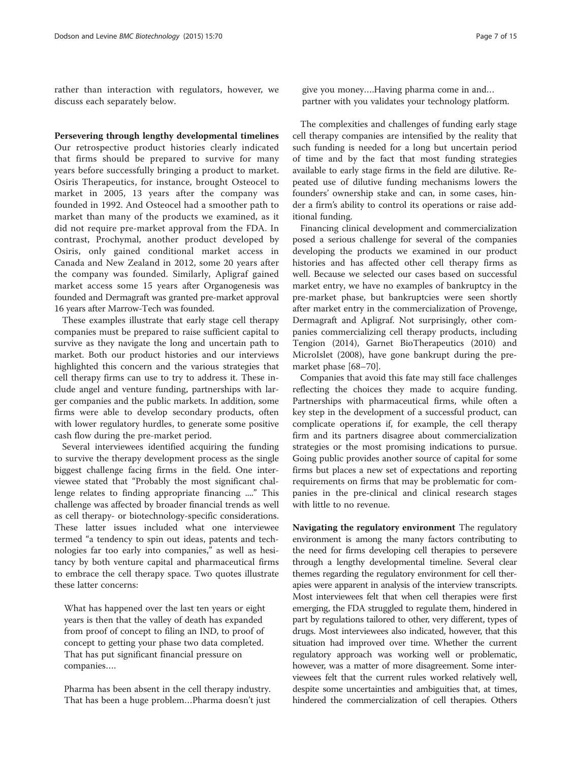rather than interaction with regulators, however, we discuss each separately below.

**Persevering through lengthy developmental timelines** Our retrospective product histories clearly indicated that firms should be prepared to survive for many years before successfully bringing a product to market. Osiris Therapeutics, for instance, brought Osteocel to market in 2005, 13 years after the company was founded in 1992. And Osteocel had a smoother path to market than many of the products we examined, as it did not require pre-market approval from the FDA. In contrast, Prochymal, another product developed by Osiris, only gained conditional market access in Canada and New Zealand in 2012, some 20 years after the company was founded. Similarly, Apligraf gained market access some 15 years after Organogenesis was founded and Dermagraft was granted pre-market approval 16 years after Marrow-Tech was founded.

These examples illustrate that early stage cell therapy companies must be prepared to raise sufficient capital to survive as they navigate the long and uncertain path to market. Both our product histories and our interviews highlighted this concern and the various strategies that cell therapy firms can use to try to address it. These include angel and venture funding, partnerships with larger companies and the public markets. In addition, some firms were able to develop secondary products, often with lower regulatory hurdles, to generate some positive cash flow during the pre-market period.

Several interviewees identified acquiring the funding to survive the therapy development process as the single biggest challenge facing firms in the field. One interviewee stated that "Probably the most significant challenge relates to finding appropriate financing ...." This challenge was affected by broader financial trends as well as cell therapy- or biotechnology-specific considerations. These latter issues included what one interviewee termed "a tendency to spin out ideas, patents and technologies far too early into companies," as well as hesitancy by both venture capital and pharmaceutical firms to embrace the cell therapy space. Two quotes illustrate these latter concerns:

> What has happened over the last ten years or eight years is then that the valley of death has expanded from proof of concept to filing an IND, to proof of concept to getting your phase two data completed. That has put significant financial pressure on companies….

> Pharma has been absent in the cell therapy industry. That has been a huge problem…Pharma doesn't just give you money….Having pharma come in and… partner with you validates your technology platform.

The complexities and challenges of funding early stage cell therapy companies are intensified by the reality that such funding is needed for a long but uncertain period of time and by the fact that most funding strategies available to early stage firms in the field are dilutive. Repeated use of dilutive funding mechanisms lowers the founders' ownership stake and can, in some cases, hinder a firm's ability to control its operations or raise additional funding.

Financing clinical development and commercialization posed a serious challenge for several of the companies developing the products we examined in our product histories and has affected other cell therapy firms as well. Because we selected our cases based on successful market entry, we have no examples of bankruptcy in the pre-market phase, but bankruptcies were seen shortly after market entry in the commercialization of Provenge, Dermagraft and Apligraf. Not surprisingly, other companies commercializing cell therapy products, including Tengion (2014), Garnet BioTherapeutics (2010) and MicroIslet (2008), have gone bankrupt during the pre-market phase [68–70].

Companies that avoid this fate may still face challenges reflecting the choices they made to acquire funding. Partnerships with pharmaceutical firms, while often a key step in the development of a successful product, can complicate operations if, for example, the cell therapy firm and its partners disagree about commercialization strategies or the most promising indications to pursue. Going public provides another source of capital for some firms but places a new set of expectations and reporting requirements on firms that may be problematic for companies in the pre-clinical and clinical research stages with little to no revenue.

**Navigating the regulatory environment** The regulatory environment is among the many factors contributing to the need for firms developing cell therapies to persevere through a lengthy developmental timeline. Several clear themes regarding the regulatory environment for cell therapies were apparent in analysis of the interview transcripts. Most interviewees felt that when cell therapies were first emerging, the FDA struggled to regulate them, hindered in part by regulations tailored to other, very different, types of drugs. Most interviewees also indicated, however, that this situation had improved over time. Whether the current regulatory approach was working well or problematic, however, was a matter of more disagreement. Some interviewees felt that the current rules worked relatively well, despite some uncertainties and ambiguities that, at times, hindered the commercialization of cell therapies. Others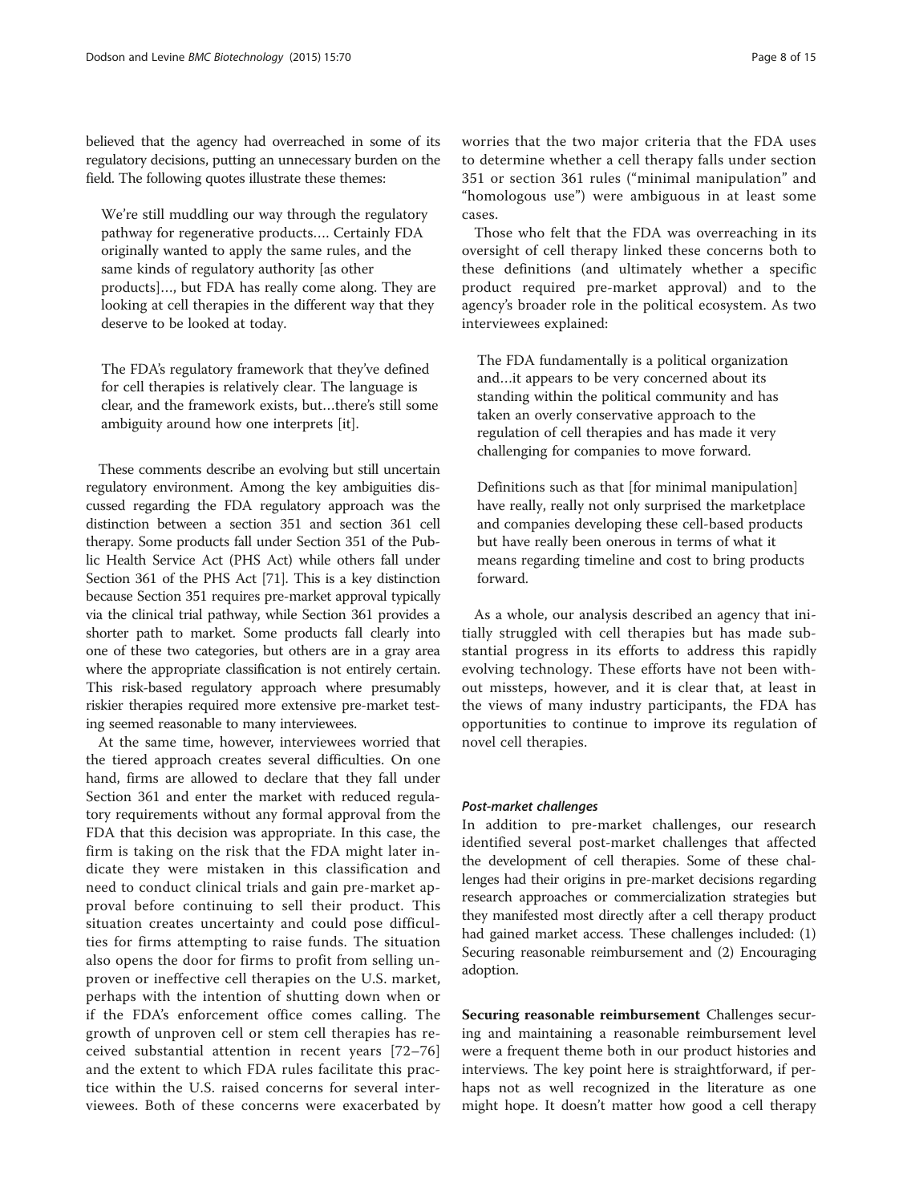believed that the agency had overreached in some of its regulatory decisions, putting an unnecessary burden on the field. The following quotes illustrate these themes:

> We're still muddling our way through the regulatory pathway for regenerative products.... Certainly FDA originally wanted to apply the same rules, and the same kinds of regulatory authority [as other products]..., but FDA has really come along. They are looking at cell therapies in the different way that they deserve to be looked at today.

> The FDA's regulatory framework that they've defined for cell therapies is relatively clear. The language is clear, and the framework exists, but…there's still some ambiguity around how one interprets [it].

These comments describe an evolving but still uncertain regulatory environment. Among the key ambiguities discussed regarding the FDA regulatory approach was the distinction between a section 351 and section 361 cell therapy. Some products fall under Section 351 of the Public Health Service Act (PHS Act) while others fall under Section 361 of the PHS Act [71]. This is a key distinction because Section 351 requires pre-market approval typically via the clinical trial pathway, while Section 361 provides a shorter path to market. Some products fall clearly into one of these two categories, but others are in a gray area where the appropriate classification is not entirely certain. This risk-based regulatory approach where presumably riskier therapies required more extensive pre-market testing seemed reasonable to many interviewees.

At the same time, however, interviewees worried that the tiered approach creates several difficulties. On one hand, firms are allowed to declare that they fall under Section 361 and enter the market with reduced regulatory requirements without any formal approval from the FDA that this decision was appropriate. In this case, the firm is taking on the risk that the FDA might later indicate they were mistaken in this classification and need to conduct clinical trials and gain pre-market approval before continuing to sell their product. This situation creates uncertainty and could pose difficulties for firms attempting to raise funds. The situation also opens the door for firms to profit from selling unproven or ineffective cell therapies on the U.S. market, perhaps with the intention of shutting down when or if the FDA's enforcement office comes calling. The growth of unproven cell or stem cell therapies has received substantial attention in recent years [72–76] and the extent to which FDA rules facilitate this practice within the U.S. raised concerns for several interviewees. Both of these concerns were exacerbated by worries that the two major criteria that the FDA uses to determine whether a cell therapy falls under section 351 or section 361 rules ("minimal manipulation" and "homologous use") were ambiguous in at least some cases.

Those who felt that the FDA was overreaching in its oversight of cell therapy linked these concerns both to these definitions (and ultimately whether a specific product required pre-market approval) and to the agency's broader role in the political ecosystem. As two interviewees explained:

> The FDA fundamentally is a political organization and…it appears to be very concerned about its standing within the political community and has taken an overly conservative approach to the regulation of cell therapies and has made it very challenging for companies to move forward.

> Definitions such as that [for minimal manipulation] have really, really not only surprised the marketplace and companies developing these cell-based products but have really been onerous in terms of what it means regarding timeline and cost to bring products forward.

As a whole, our analysis described an agency that initially struggled with cell therapies but has made substantial progress in its efforts to address this rapidly evolving technology. These efforts have not been without missteps, however, and it is clear that, at least in the views of many industry participants, the FDA has opportunities to continue to improve its regulation of novel cell therapies.

#### *Post-market challenges*

In addition to pre-market challenges, our research identified several post-market challenges that affected the development of cell therapies. Some of these challenges had their origins in pre-market decisions regarding research approaches or commercialization strategies but they manifested most directly after a cell therapy product had gained market access. These challenges included: (1) Securing reasonable reimbursement and (2) Encouraging adoption.

**Securing reasonable reimbursement** Challenges securing and maintaining a reasonable reimbursement level were a frequent theme both in our product histories and interviews. The key point here is straightforward, if perhaps not as well recognized in the literature as one might hope. It doesn't matter how good a cell therapy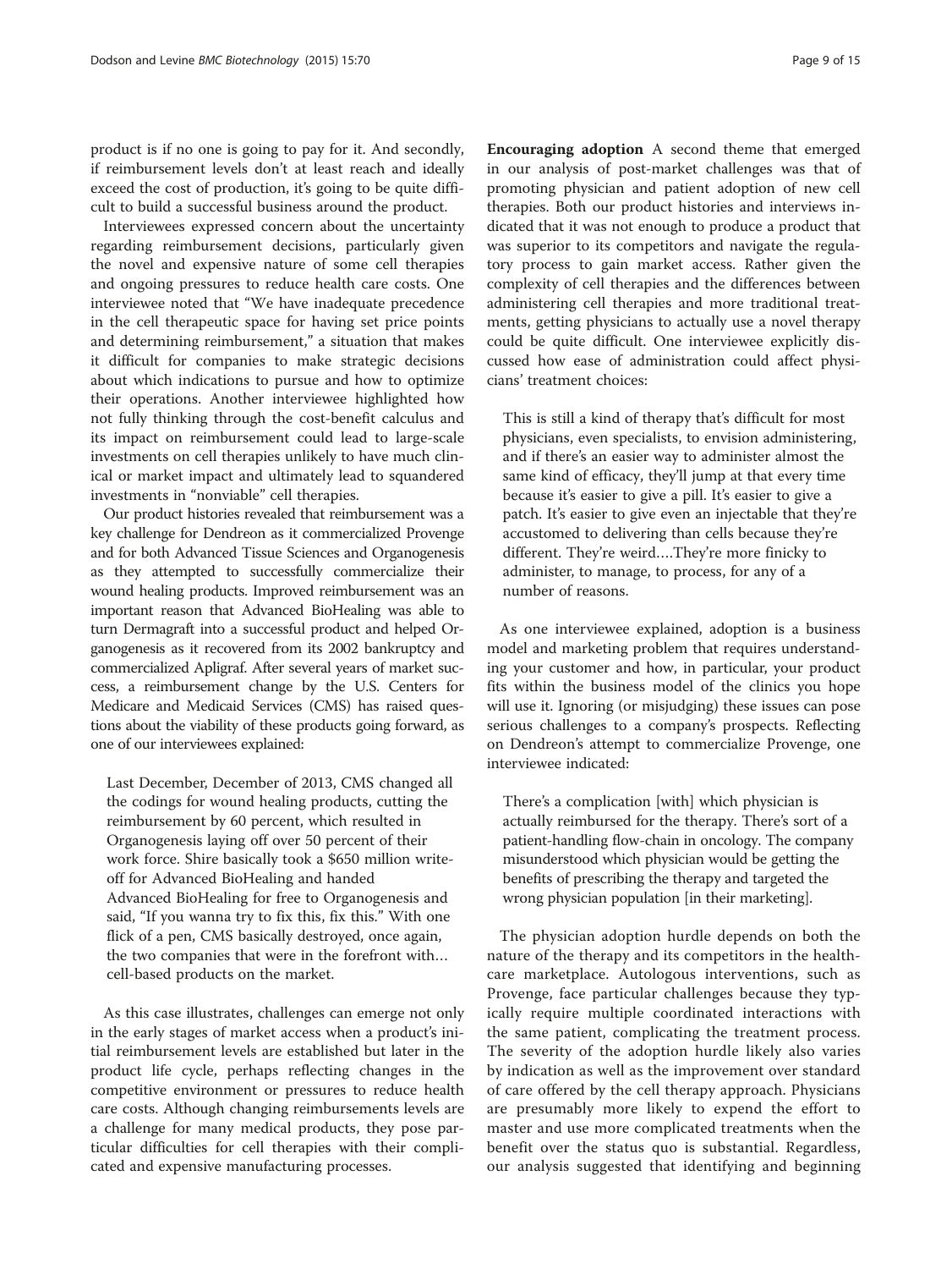product is if no one is going to pay for it. And secondly, if reimbursement levels don't at least reach and ideally exceed the cost of production, it's going to be quite difficult to build a successful business around the product.

Interviewees expressed concern about the uncertainty regarding reimbursement decisions, particularly given the novel and expensive nature of some cell therapies and ongoing pressures to reduce health care costs. One interviewee noted that "We have inadequate precedence in the cell therapeutic space for having set price points and determining reimbursement," a situation that makes it difficult for companies to make strategic decisions about which indications to pursue and how to optimize their operations. Another interviewee highlighted how not fully thinking through the cost-benefit calculus and its impact on reimbursement could lead to large-scale investments on cell therapies unlikely to have much clinical or market impact and ultimately lead to squandered investments in "nonviable" cell therapies.

Our product histories revealed that reimbursement was a key challenge for Dendreon as it commercialized Provenge and for both Advanced Tissue Sciences and Organogenesis as they attempted to successfully commercialize their wound healing products. Improved reimbursement was an important reason that Advanced BioHealing was able to turn Dermagraft into a successful product and helped Organogenesis as it recovered from its 2002 bankruptcy and commercialized Apligraf. After several years of market success, a reimbursement change by the U.S. Centers for Medicare and Medicaid Services (CMS) has raised questions about the viability of these products going forward, as one of our interviewees explained:

> Last December, December of 2013, CMS changed all the codings for wound healing products, cutting the reimbursement by 60 percent, which resulted in Organogenesis laying off over 50 percent of their work force. Shire basically took a $650 million write-off for Advanced BioHealing and handed Advanced BioHealing for free to Organogenesis and said, "If you wanna try to fix this, fix this." With one flick of a pen, CMS basically destroyed, once again, the two companies that were in the forefront with… cell-based products on the market.

As this case illustrates, challenges can emerge not only in the early stages of market access when a product's initial reimbursement levels are established but later in the product life cycle, perhaps reflecting changes in the competitive environment or pressures to reduce health care costs. Although changing reimbursements levels are a challenge for many medical products, they pose particular difficulties for cell therapies with their complicated and expensive manufacturing processes.

**Encouraging adoption** A second theme that emerged in our analysis of post-market challenges was that of promoting physician and patient adoption of new cell therapies. Both our product histories and interviews indicated that it was not enough to produce a product that was superior to its competitors and navigate the regulatory process to gain market access. Rather given the complexity of cell therapies and the differences between administering cell therapies and more traditional treatments, getting physicians to actually use a novel therapy could be quite difficult. One interviewee explicitly discussed how ease of administration could affect physicians' treatment choices:

> This is still a kind of therapy that's difficult for most physicians, even specialists, to envision administering, and if there's an easier way to administer almost the same kind of efficacy, they'll jump at that every time because it's easier to give a pill. It's easier to give a patch. It's easier to give even an injectable that they're accustomed to delivering than cells because they're different. They're weird.…They're more finicky to administer, to manage, to process, for any of a number of reasons.

As one interviewee explained, adoption is a business model and marketing problem that requires understanding your customer and how, in particular, your product fits within the business model of the clinics you hope will use it. Ignoring (or misjudging) these issues can pose serious challenges to a company's prospects. Reflecting on Dendreon's attempt to commercialize Provenge, one interviewee indicated:

> There's a complication [with] which physician is actually reimbursed for the therapy. There's sort of a patient-handling flow-chain in oncology. The company misunderstood which physician would be getting the benefits of prescribing the therapy and targeted the wrong physician population [in their marketing].

The physician adoption hurdle depends on both the nature of the therapy and its competitors in the healthcare marketplace. Autologous interventions, such as Provenge, face particular challenges because they typically require multiple coordinated interactions with the same patient, complicating the treatment process. The severity of the adoption hurdle likely also varies by indication as well as the improvement over standard of care offered by the cell therapy approach. Physicians are presumably more likely to expend the effort to master and use more complicated treatments when the benefit over the status quo is substantial. Regardless, our analysis suggested that identifying and beginning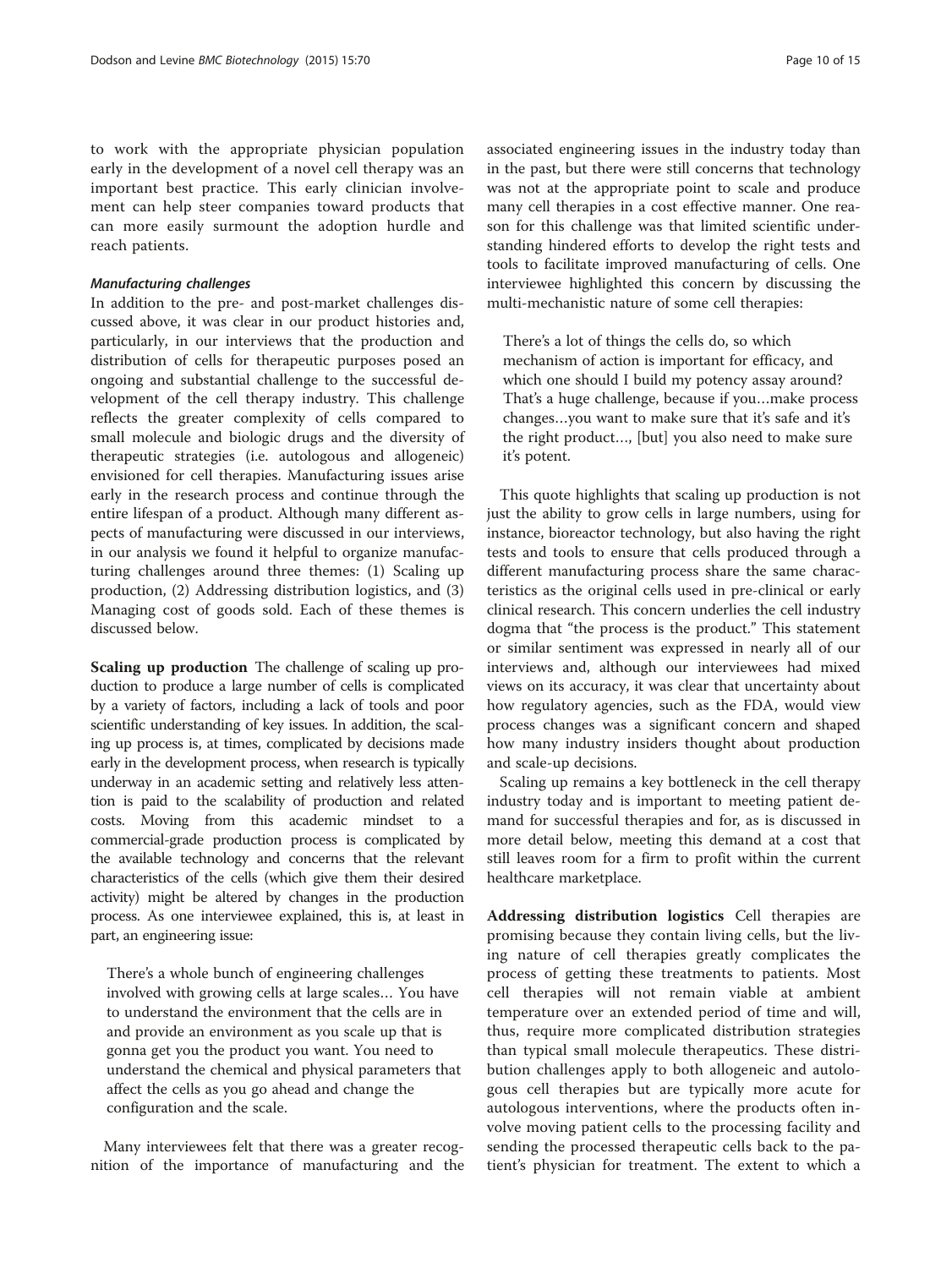to work with the appropriate physician population early in the development of a novel cell therapy was an important best practice. This early clinician involvement can help steer companies toward products that can more easily surmount the adoption hurdle and reach patients.

#### *Manufacturing challenges*

In addition to the pre- and post-market challenges discussed above, it was clear in our product histories and, particularly, in our interviews that the production and distribution of cells for therapeutic purposes posed an ongoing and substantial challenge to the successful development of the cell therapy industry. This challenge reflects the greater complexity of cells compared to small molecule and biologic drugs and the diversity of therapeutic strategies (i.e. autologous and allogeneic) envisioned for cell therapies. Manufacturing issues arise early in the research process and continue through the entire lifespan of a product. Although many different aspects of manufacturing were discussed in our interviews, in our analysis we found it helpful to organize manufacturing challenges around three themes: (1) Scaling up production, (2) Addressing distribution logistics, and (3) Managing cost of goods sold. Each of these themes is discussed below.

**Scaling up production** The challenge of scaling up production to produce a large number of cells is complicated by a variety of factors, including a lack of tools and poor scientific understanding of key issues. In addition, the scaling up process is, at times, complicated by decisions made early in the development process, when research is typically underway in an academic setting and relatively less attention is paid to the scalability of production and related costs. Moving from this academic mindset to a commercial-grade production process is complicated by the available technology and concerns that the relevant characteristics of the cells (which give them their desired activity) might be altered by changes in the production process. As one interviewee explained, this is, at least in part, an engineering issue:

> There's a whole bunch of engineering challenges involved with growing cells at large scales… You have to understand the environment that the cells are in and provide an environment as you scale up that is gonna get you the product you want. You need to understand the chemical and physical parameters that affect the cells as you go ahead and change the configuration and the scale.

Many interviewees felt that there was a greater recognition of the importance of manufacturing and the associated engineering issues in the industry today than in the past, but there were still concerns that technology was not at the appropriate point to scale and produce many cell therapies in a cost effective manner. One reason for this challenge was that limited scientific understanding hindered efforts to develop the right tests and tools to facilitate improved manufacturing of cells. One interviewee highlighted this concern by discussing the multi-mechanistic nature of some cell therapies:

> There's a lot of things the cells do, so which mechanism of action is important for efficacy, and which one should I build my potency assay around? That's a huge challenge, because if you…make process changes…you want to make sure that it's safe and it's the right product…, [but] you also need to make sure it's potent.

This quote highlights that scaling up production is not just the ability to grow cells in large numbers, using for instance, bioreactor technology, but also having the right tests and tools to ensure that cells produced through a different manufacturing process share the same characteristics as the original cells used in pre-clinical or early clinical research. This concern underlies the cell industry dogma that "the process is the product." This statement or similar sentiment was expressed in nearly all of our interviews and, although our interviewees had mixed views on its accuracy, it was clear that uncertainty about how regulatory agencies, such as the FDA, would view process changes was a significant concern and shaped how many industry insiders thought about production and scale-up decisions.

Scaling up remains a key bottleneck in the cell therapy industry today and is important to meeting patient demand for successful therapies and for, as is discussed in more detail below, meeting this demand at a cost that still leaves room for a firm to profit within the current healthcare marketplace.

**Addressing distribution logistics** Cell therapies are promising because they contain living cells, but the living nature of cell therapies greatly complicates the process of getting these treatments to patients. Most cell therapies will not remain viable at ambient temperature over an extended period of time and will, thus, require more complicated distribution strategies than typical small molecule therapeutics. These distribution challenges apply to both allogeneic and autologous cell therapies but are typically more acute for autologous interventions, where the products often involve moving patient cells to the processing facility and sending the processed therapeutic cells back to the patient's physician for treatment. The extent to which a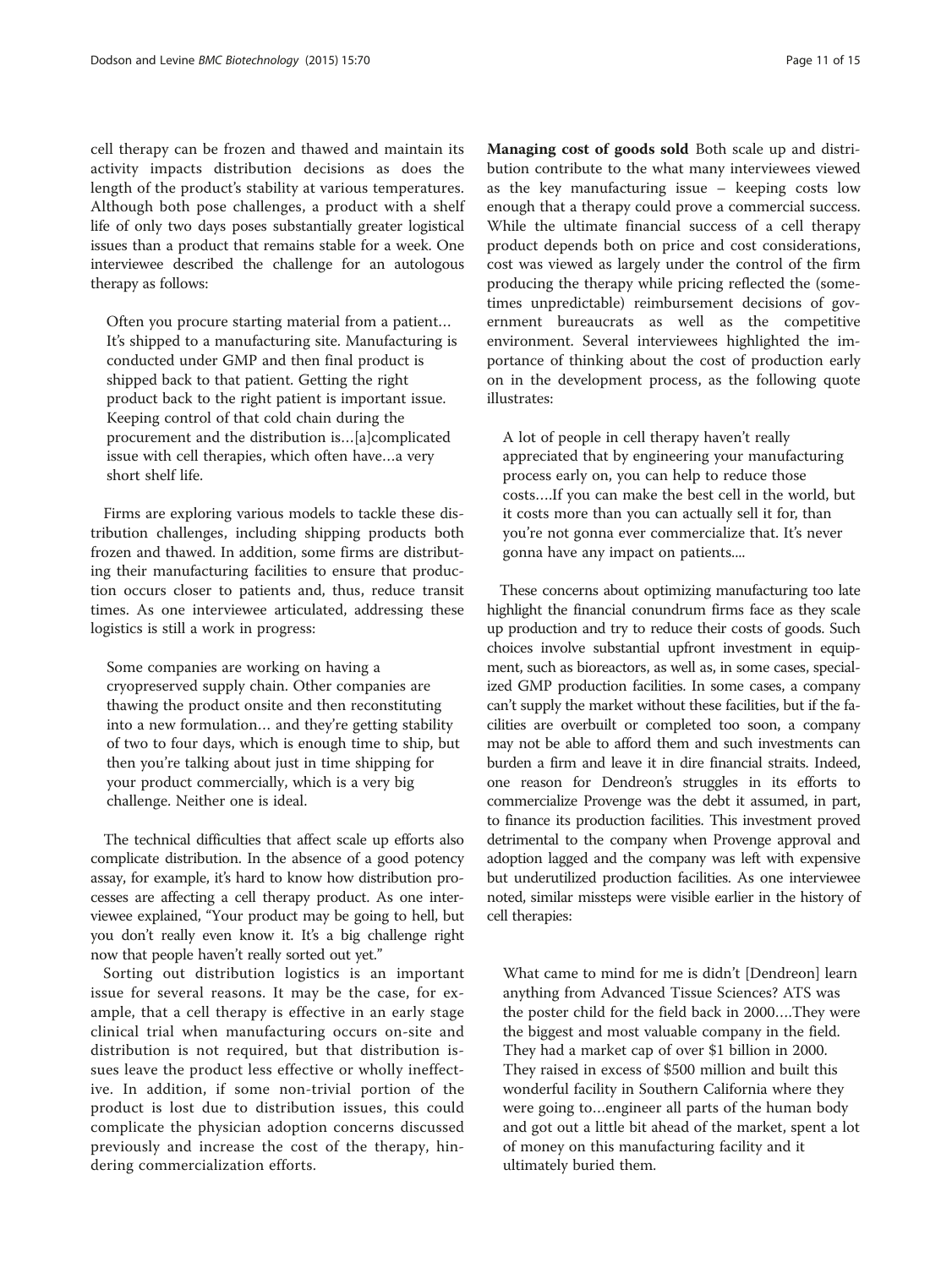cell therapy can be frozen and thawed and maintain its activity impacts distribution decisions as does the length of the product's stability at various temperatures. Although both pose challenges, a product with a shelf life of only two days poses substantially greater logistical issues than a product that remains stable for a week. One interviewee described the challenge for an autologous therapy as follows:

> Often you procure starting material from a patient… It's shipped to a manufacturing site. Manufacturing is conducted under GMP and then final product is shipped back to that patient. Getting the right product back to the right patient is important issue. Keeping control of that cold chain during the procurement and the distribution is…[a]complicated issue with cell therapies, which often have…a very short shelf life.

Firms are exploring various models to tackle these distribution challenges, including shipping products both frozen and thawed. In addition, some firms are distributing their manufacturing facilities to ensure that production occurs closer to patients and, thus, reduce transit times. As one interviewee articulated, addressing these logistics is still a work in progress:

> Some companies are working on having a cryopreserved supply chain. Other companies are thawing the product onsite and then reconstituting into a new formulation… and they're getting stability of two to four days, which is enough time to ship, but then you're talking about just in time shipping for your product commercially, which is a very big challenge. Neither one is ideal.

The technical difficulties that affect scale up efforts also complicate distribution. In the absence of a good potency assay, for example, it's hard to know how distribution processes are affecting a cell therapy product. As one interviewee explained, "Your product may be going to hell, but you don't really even know it. It's a big challenge right now that people haven't really sorted out yet."

Sorting out distribution logistics is an important issue for several reasons. It may be the case, for example, that a cell therapy is effective in an early stage clinical trial when manufacturing occurs on-site and distribution is not required, but that distribution issues leave the product less effective or wholly ineffective. In addition, if some non-trivial portion of the product is lost due to distribution issues, this could complicate the physician adoption concerns discussed previously and increase the cost of the therapy, hindering commercialization efforts.

**Managing cost of goods sold** Both scale up and distribution contribute to the what many interviewees viewed as the key manufacturing issue – keeping costs low enough that a therapy could prove a commercial success. While the ultimate financial success of a cell therapy product depends both on price and cost considerations, cost was viewed as largely under the control of the firm producing the therapy while pricing reflected the (sometimes unpredictable) reimbursement decisions of government bureaucrats as well as the competitive environment. Several interviewees highlighted the importance of thinking about the cost of production early on in the development process, as the following quote illustrates:

> A lot of people in cell therapy haven't really appreciated that by engineering your manufacturing process early on, you can help to reduce those costs….If you can make the best cell in the world, but it costs more than you can actually sell it for, than you're not gonna ever commercialize that. It's never gonna have any impact on patients....

These concerns about optimizing manufacturing too late highlight the financial conundrum firms face as they scale up production and try to reduce their costs of goods. Such choices involve substantial upfront investment in equipment, such as bioreactors, as well as, in some cases, specialized GMP production facilities. In some cases, a company can't supply the market without these facilities, but if the facilities are overbuilt or completed too soon, a company may not be able to afford them and such investments can burden a firm and leave it in dire financial straits. Indeed, one reason for Dendreon's struggles in its efforts to commercialize Provenge was the debt it assumed, in part, to finance its production facilities. This investment proved detrimental to the company when Provenge approval and adoption lagged and the company was left with expensive but underutilized production facilities. As one interviewee noted, similar missteps were visible earlier in the history of cell therapies:

> What came to mind for me is didn't [Dendreon] learn anything from Advanced Tissue Sciences? ATS was the poster child for the field back in 2000….They were the biggest and most valuable company in the field. They had a market cap of over $1 billion in 2000. They raised in excess of $500 million and built this wonderful facility in Southern California where they were going to…engineer all parts of the human body and got out a little bit ahead of the market, spent a lot of money on this manufacturing facility and it ultimately buried them.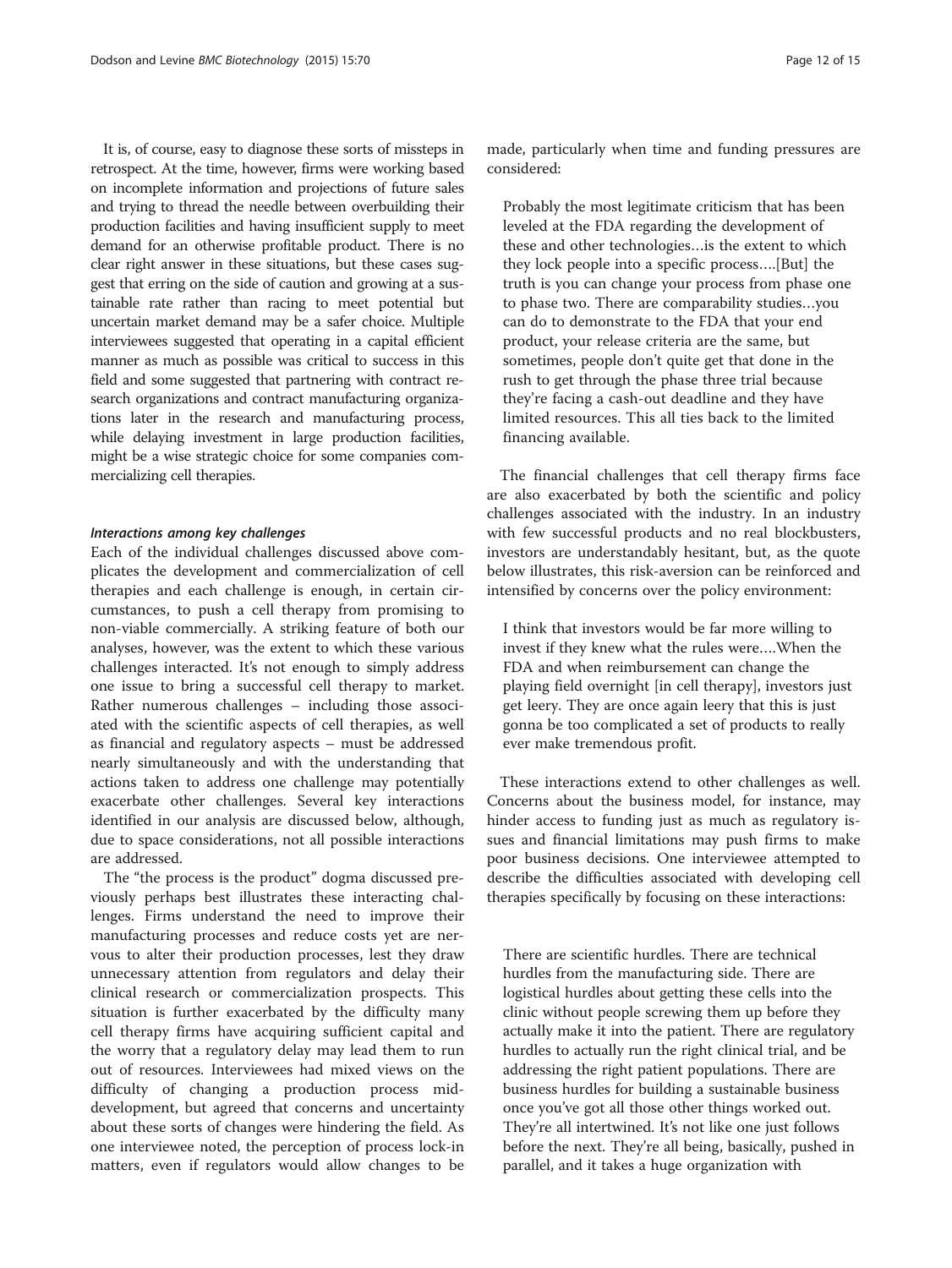It is, of course, easy to diagnose these sorts of missteps in retrospect. At the time, however, firms were working based on incomplete information and projections of future sales and trying to thread the needle between overbuilding their production facilities and having insufficient supply to meet demand for an otherwise profitable product. There is no clear right answer in these situations, but these cases suggest that erring on the side of caution and growing at a sustainable rate rather than racing to meet potential but uncertain market demand may be a safer choice. Multiple interviewees suggested that operating in a capital efficient manner as much as possible was critical to success in this field and some suggested that partnering with contract research organizations and contract manufacturing organizations later in the research and manufacturing process, while delaying investment in large production facilities, might be a wise strategic choice for some companies commercializing cell therapies.

#### *Interactions among key challenges*

Each of the individual challenges discussed above complicates the development and commercialization of cell therapies and each challenge is enough, in certain circumstances, to push a cell therapy from promising to non-viable commercially. A striking feature of both our analyses, however, was the extent to which these various challenges interacted. It's not enough to simply address one issue to bring a successful cell therapy to market. Rather numerous challenges – including those associated with the scientific aspects of cell therapies, as well as financial and regulatory aspects – must be addressed nearly simultaneously and with the understanding that actions taken to address one challenge may potentially exacerbate other challenges. Several key interactions identified in our analysis are discussed below, although, due to space considerations, not all possible interactions are addressed.

The "the process is the product" dogma discussed previously perhaps best illustrates these interacting challenges. Firms understand the need to improve their manufacturing processes and reduce costs yet are nervous to alter their production processes, lest they draw unnecessary attention from regulators and delay their clinical research or commercialization prospects. This situation is further exacerbated by the difficulty many cell therapy firms have acquiring sufficient capital and the worry that a regulatory delay may lead them to run out of resources. Interviewees had mixed views on the difficulty of changing a production process mid-development, but agreed that concerns and uncertainty about these sorts of changes were hindering the field. As one interviewee noted, the perception of process lock-in matters, even if regulators would allow changes to be made, particularly when time and funding pressures are considered:

> Probably the most legitimate criticism that has been leveled at the FDA regarding the development of these and other technologies…is the extent to which they lock people into a specific process….[But] the truth is you can change your process from phase one to phase two. There are comparability studies…you can do to demonstrate to the FDA that your end product, your release criteria are the same, but sometimes, people don't quite get that done in the rush to get through the phase three trial because they're facing a cash-out deadline and they have limited resources. This all ties back to the limited financing available.

The financial challenges that cell therapy firms face are also exacerbated by both the scientific and policy challenges associated with the industry. In an industry with few successful products and no real blockbusters, investors are understandably hesitant, but, as the quote below illustrates, this risk-aversion can be reinforced and intensified by concerns over the policy environment:

> I think that investors would be far more willing to invest if they knew what the rules were….When the FDA and when reimbursement can change the playing field overnight [in cell therapy], investors just get leery. They are once again leery that this is just gonna be too complicated a set of products to really ever make tremendous profit.

These interactions extend to other challenges as well. Concerns about the business model, for instance, may hinder access to funding just as much as regulatory issues and financial limitations may push firms to make poor business decisions. One interviewee attempted to describe the difficulties associated with developing cell therapies specifically by focusing on these interactions:

> There are scientific hurdles. There are technical hurdles from the manufacturing side. There are logistical hurdles about getting these cells into the clinic without people screwing them up before they actually make it into the patient. There are regulatory hurdles to actually run the right clinical trial, and be addressing the right patient populations. There are business hurdles for building a sustainable business once you've got all those other things worked out. They're all intertwined. It's not like one just follows before the next. They're all being, basically, pushed in parallel, and it takes a huge organization with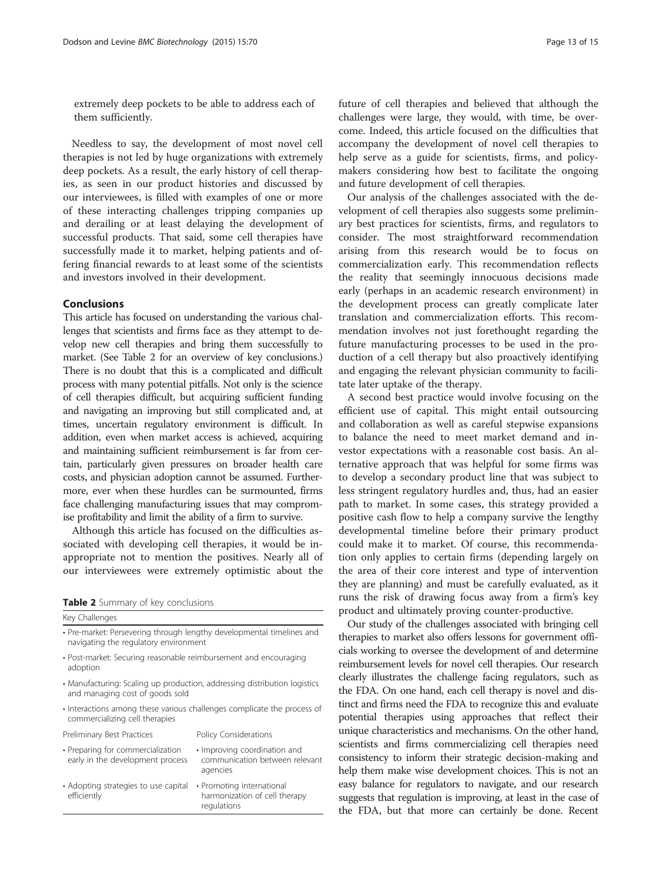extremely deep pockets to be able to address each of them sufficiently.

Needless to say, the development of most novel cell therapies is not led by huge organizations with extremely deep pockets. As a result, the early history of cell therapies, as seen in our product histories and discussed by our interviewees, is filled with examples of one or more of these interacting challenges tripping companies up and derailing or at least delaying the development of successful products. That said, some cell therapies have successfully made it to market, helping patients and offering financial rewards to at least some of the scientists and investors involved in their development.

## Conclusions

This article has focused on understanding the various challenges that scientists and firms face as they attempt to develop new cell therapies and bring them successfully to market. (See Table 2 for an overview of key conclusions.) There is no doubt that this is a complicated and difficult process with many potential pitfalls. Not only is the science of cell therapies difficult, but acquiring sufficient funding and navigating an improving but still complicated and, at times, uncertain regulatory environment is difficult. In addition, even when market access is achieved, acquiring and maintaining sufficient reimbursement is far from certain, particularly given pressures on broader health care costs, and physician adoption cannot be assumed. Furthermore, ever when these hurdles can be surmounted, firms face challenging manufacturing issues that may compromise profitability and limit the ability of a firm to survive.

Although this article has focused on the difficulties associated with developing cell therapies, it would be inappropriate not to mention the positives. Nearly all of our interviewees were extremely optimistic about the future of cell therapies and believed that although the challenges were large, they would, with time, be overcome. Indeed, this article focused on the difficulties that accompany the development of novel cell therapies to help serve as a guide for scientists, firms, and policymakers considering how best to facilitate the ongoing and future development of cell therapies.

**Table 2** Summary of key conclusions

| Key Challenges | |
|---|---|
| • Pre-market: Persevering through lengthy developmental timelines and navigating the regulatory environment | |
| • Post-market: Securing reasonable reimbursement and encouraging adoption | |
| • Manufacturing: Scaling up production, addressing distribution logistics and managing cost of goods sold | |
| • Interactions among these various challenges complicate the process of commercializing cell therapies | |
| Preliminary Best Practices | Policy Considerations |
| • Preparing for commercialization early in the development process | • Improving coordination and communication between relevant agencies |
| • Adopting strategies to use capital efficiently | • Promoting international harmonization of cell therapy regulations |

Our analysis of the challenges associated with the development of cell therapies also suggests some preliminary best practices for scientists, firms, and regulators to consider. The most straightforward recommendation arising from this research would be to focus on commercialization early. This recommendation reflects the reality that seemingly innocuous decisions made early (perhaps in an academic research environment) in the development process can greatly complicate later translation and commercialization efforts. This recommendation involves not just forethought regarding the future manufacturing processes to be used in the production of a cell therapy but also proactively identifying and engaging the relevant physician community to facilitate later uptake of the therapy.

A second best practice would involve focusing on the efficient use of capital. This might entail outsourcing and collaboration as well as careful stepwise expansions to balance the need to meet market demand and investor expectations with a reasonable cost basis. An alternative approach that was helpful for some firms was to develop a secondary product line that was subject to less stringent regulatory hurdles and, thus, had an easier path to market. In some cases, this strategy provided a positive cash flow to help a company survive the lengthy developmental timeline before their primary product could make it to market. Of course, this recommendation only applies to certain firms (depending largely on the area of their core interest and type of intervention they are planning) and must be carefully evaluated, as it runs the risk of drawing focus away from a firm's key product and ultimately proving counter-productive.

Our study of the challenges associated with bringing cell therapies to market also offers lessons for government officials working to oversee the development of and determine reimbursement levels for novel cell therapies. Our research clearly illustrates the challenge facing regulators, such as the FDA. On one hand, each cell therapy is novel and distinct and firms need the FDA to recognize this and evaluate potential therapies using approaches that reflect their unique characteristics and mechanisms. On the other hand, scientists and firms commercializing cell therapies need consistency to inform their strategic decision-making and help them make wise development choices. This is not an easy balance for regulators to navigate, and our research suggests that regulation is improving, at least in the case of the FDA, but that more can certainly be done. Recent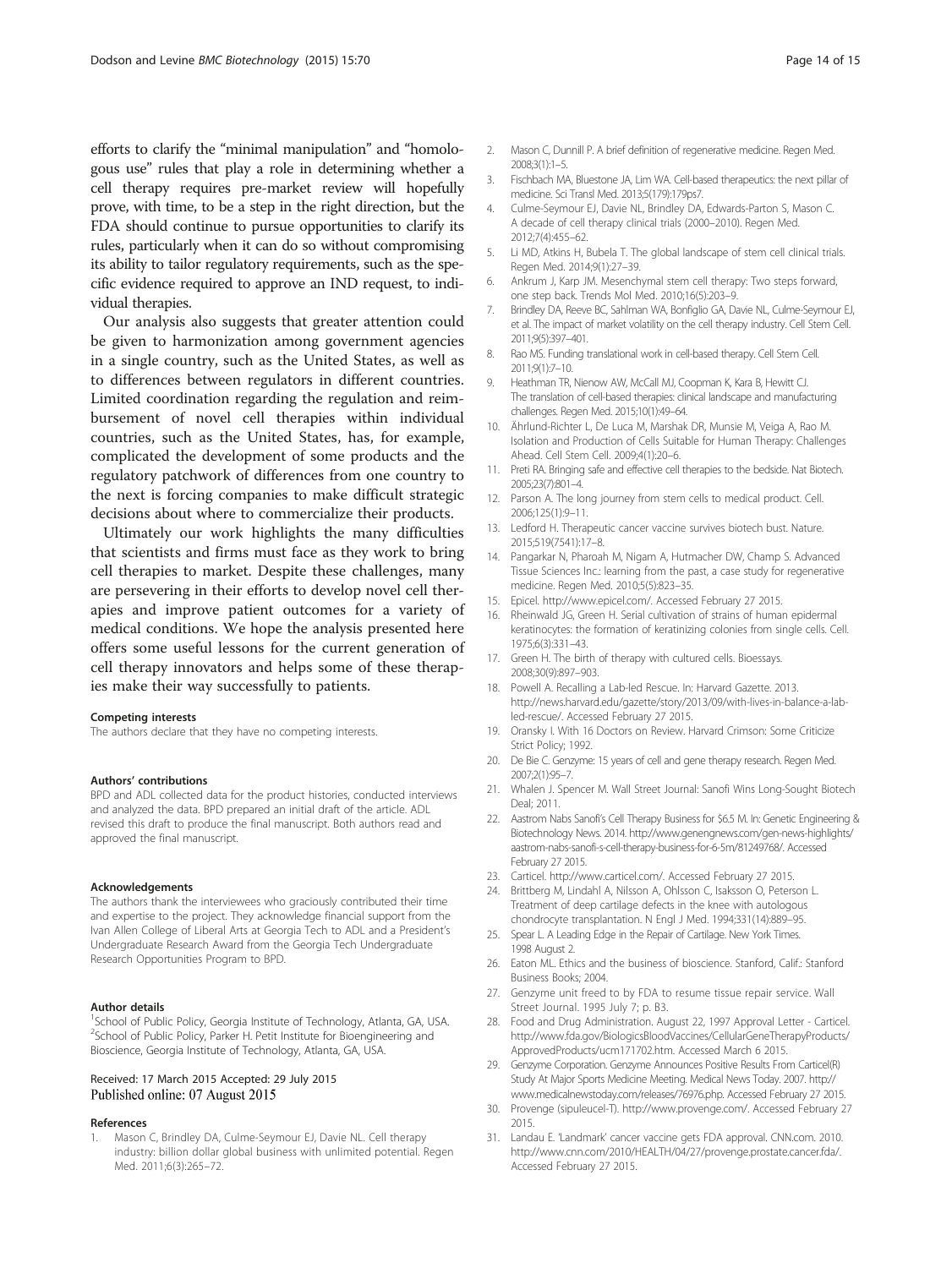efforts to clarify the "minimal manipulation" and "homologous use" rules that play a role in determining whether a cell therapy requires pre-market review will hopefully prove, with time, to be a step in the right direction, but the FDA should continue to pursue opportunities to clarify its rules, particularly when it can do so without compromising its ability to tailor regulatory requirements, such as the specific evidence required to approve an IND request, to individual therapies.

Our analysis also suggests that greater attention could be given to harmonization among government agencies in a single country, such as the United States, as well as to differences between regulators in different countries. Limited coordination regarding the regulation and reimbursement of novel cell therapies within individual countries, such as the United States, has, for example, complicated the development of some products and the regulatory patchwork of differences from one country to the next is forcing companies to make difficult strategic decisions about where to commercialize their products.

Ultimately our work highlights the many difficulties that scientists and firms must face as they work to bring cell therapies to market. Despite these challenges, many are persevering in their efforts to develop novel cell therapies and improve patient outcomes for a variety of medical conditions. We hope the analysis presented here offers some useful lessons for the current generation of cell therapy innovators and helps some of these therapies make their way successfully to patients.

#### Competing interests

The authors declare that they have no competing interests.

#### Authors' contributions

BPD and ADL collected data for the product histories, conducted interviews and analyzed the data. BPD prepared an initial draft of the article. ADL revised this draft to produce the final manuscript. Both authors read and approved the final manuscript.

#### Acknowledgements

The authors thank the interviewees who graciously contributed their time and expertise to the project. They acknowledge financial support from the Ivan Allen College of Liberal Arts at Georgia Tech to ADL and a President's Undergraduate Research Award from the Georgia Tech Undergraduate Research Opportunities Program to BPD.

#### Author details

[1]School of Public Policy, Georgia Institute of Technology, Atlanta, GA, USA. [2]School of Public Policy, Parker H. Petit Institute for Bioengineering and Bioscience, Georgia Institute of Technology, Atlanta, GA, USA.

Received: 17 March 2015 Accepted: 29 July 2015
Published online: 07 August 2015

#### References

1. Mason C, Brindley DA, Culme-Seymour EJ, Davie NL. Cell therapy industry: billion dollar global business with unlimited potential. Regen Med. 2011;6(3):265–72.
2. Mason C, Dunnill P. A brief definition of regenerative medicine. Regen Med. 2008;3(1):1–5.
3. Fischbach MA, Bluestone JA, Lim WA. Cell-based therapeutics: the next pillar of medicine. Sci Transl Med. 2013;5(179):179ps7.
4. Culme-Seymour EJ, Davie NL, Brindley DA, Edwards-Parton S, Mason C. A decade of cell therapy clinical trials (2000–2010). Regen Med. 2012;7(4):455–62.
5. Li MD, Atkins H, Bubela T. The global landscape of stem cell clinical trials. Regen Med. 2014;9(1):27–39.
6. Ankrum J, Karp JM. Mesenchymal stem cell therapy: Two steps forward, one step back. Trends Mol Med. 2010;16(5):203–9.
7. Brindley DA, Reeve BC, Sahlman WA, Bonfiglio GA, Davie NL, Culme-Seymour EJ, et al. The impact of market volatility on the cell therapy industry. Cell Stem Cell. 2011;9(5):397–401.
8. Rao MS. Funding translational work in cell-based therapy. Cell Stem Cell. 2011;9(1):7–10.
9. Heathman TR, Nienow AW, McCall MJ, Coopman K, Kara B, Hewitt CJ. The translation of cell-based therapies: clinical landscape and manufacturing challenges. Regen Med. 2015;10(1):49–64.
10. Ährlund-Richter L, De Luca M, Marshak DR, Munsie M, Veiga A, Rao M. Isolation and Production of Cells Suitable for Human Therapy: Challenges Ahead. Cell Stem Cell. 2009;4(1):20–6.
11. Preti RA. Bringing safe and effective cell therapies to the bedside. Nat Biotech. 2005;23(7):801–4.
12. Parson A. The long journey from stem cells to medical product. Cell. 2006;125(1):9–11.
13. Ledford H. Therapeutic cancer vaccine survives biotech bust. Nature. 2015;519(7541):17–8.
14. Pangarkar N, Pharoah M, Nigam A, Hutmacher DW, Champ S. Advanced Tissue Sciences Inc.: learning from the past, a case study for regenerative medicine. Regen Med. 2010;5(5):823–35.
15. Epicel. http://www.epicel.com/. Accessed February 27 2015.
16. Rheinwald JG, Green H. Serial cultivation of strains of human epidermal keratinocytes: the formation of keratinizing colonies from single cells. Cell. 1975;6(3):331–43.
17. Green H. The birth of therapy with cultured cells. Bioessays. 2008;30(9):897–903.
18. Powell A. Recalling a Lab-led Rescue. In: Harvard Gazette. 2013. http://news.harvard.edu/gazette/story/2013/09/with-lives-in-balance-a-lab-led-rescue/. Accessed February 27 2015.
19. Oransky I. With 16 Doctors on Review. Harvard Crimson: Some Criticize Strict Policy; 1992.
20. De Bie C. Genzyme: 15 years of cell and gene therapy research. Regen Med. 2007;2(1):95–7.
21. Whalen J. Spencer M. Wall Street Journal: Sanofi Wins Long-Sought Biotech Deal; 2011.
22. Aastrom Nabs Sanofi's Cell Therapy Business for $6.5 M. In: Genetic Engineering & Biotechnology News. 2014. http://www.genengnews.com/gen-news-highlights/aastrom-nabs-sanofi-s-cell-therapy-business-for-6-5m/81249768/. Accessed February 27 2015.
23. Carticel. http://www.carticel.com/. Accessed February 27 2015.
24. Brittberg M, Lindahl A, Nilsson A, Ohlsson C, Isaksson O, Peterson L. Treatment of deep cartilage defects in the knee with autologous chondrocyte transplantation. N Engl J Med. 1994;331(14):889–95.
25. Spear L. A Leading Edge in the Repair of Cartilage. New York Times. 1998 August 2.
26. Eaton ML. Ethics and the business of bioscience. Stanford, Calif.: Stanford Business Books; 2004.
27. Genzyme unit freed to by FDA to resume tissue repair service. Wall Street Journal. 1995 July 7; p. B3.
28. Food and Drug Administration. August 22, 1997 Approval Letter - Carticel. http://www.fda.gov/BiologicsBloodVaccines/CellularGeneTherapyProducts/ApprovedProducts/ucm171702.htm. Accessed March 6 2015.
29. Genzyme Corporation. Genzyme Announces Positive Results From Carticel(R) Study At Major Sports Medicine Meeting. Medical News Today. 2007. http://www.medicalnewstoday.com/releases/76976.php. Accessed February 27 2015.
30. Provenge (sipuleucel-T). http://www.provenge.com/. Accessed February 27 2015.
31. Landau E. 'Landmark' cancer vaccine gets FDA approval. CNN.com. 2010. http://www.cnn.com/2010/HEALTH/04/27/provenge.prostate.cancer.fda/. Accessed February 27 2015.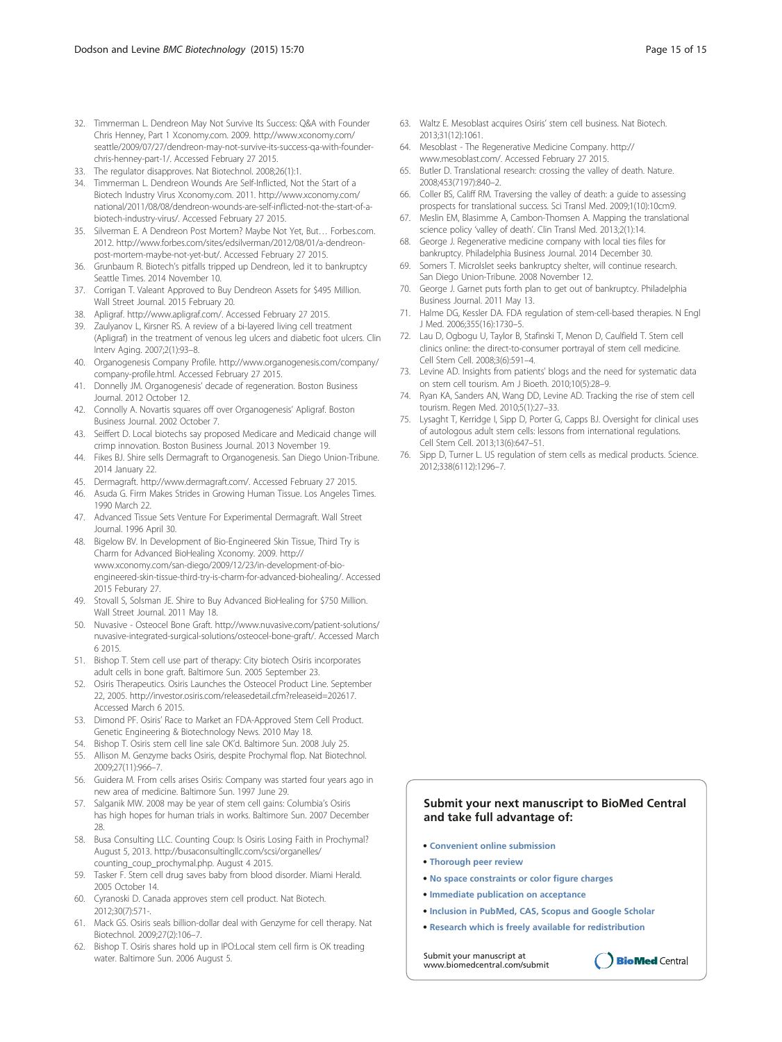32. Timmerman L. Dendreon May Not Survive Its Success: Q&A with Founder Chris Henney, Part 1 Xconomy.com. 2009. http://www.xconomy.com/seattle/2009/07/27/dendreon-may-not-survive-its-success-qa-with-founder-chris-henney-part-1/. Accessed February 27 2015.
33. The regulator disapproves. Nat Biotechnol. 2008;26(1):1.
34. Timmerman L. Dendreon Wounds Are Self-Inflicted, Not the Start of a Biotech Industry Virus Xconomy.com. 2011. http://www.xconomy.com/national/2011/08/08/dendreon-wounds-are-self-inflicted-not-the-start-of-a-biotech-industry-virus/. Accessed February 27 2015.
35. Silverman E. A Dendreon Post Mortem? Maybe Not Yet, But… Forbes.com. 2012. http://www.forbes.com/sites/edsilverman/2012/08/01/a-dendreon-post-mortem-maybe-not-yet-but/. Accessed February 27 2015.
36. Grunbaum R. Biotech's pitfalls tripped up Dendreon, led it to bankruptcy Seattle Times. 2014 November 10.
37. Corrigan T. Valeant Approved to Buy Dendreon Assets for $495 Million. Wall Street Journal. 2015 February 20.
38. Apligraf. http://www.apligraf.com/. Accessed February 27 2015.
39. Zaulyanov L, Kirsner RS. A review of a bi-layered living cell treatment (Apligraf) in the treatment of venous leg ulcers and diabetic foot ulcers. Clin Interv Aging. 2007;2(1):93–8.
40. Organogenesis Company Profile. http://www.organogenesis.com/company/company-profile.html. Accessed February 27 2015.
41. Donnelly JM. Organogenesis' decade of regeneration. Boston Business Journal. 2012 October 12.
42. Connolly A. Novartis squares off over Organogenesis' Apligraf. Boston Business Journal. 2002 October 7.
43. Seiffert D. Local biotechs say proposed Medicare and Medicaid change will crimp innovation. Boston Business Journal. 2013 November 19.
44. Fikes BJ. Shire sells Dermagraft to Organogenesis. San Diego Union-Tribune. 2014 January 22.
45. Dermagraft. http://www.dermagraft.com/. Accessed February 27 2015.
46. Asuda G. Firm Makes Strides in Growing Human Tissue. Los Angeles Times. 1990 March 22.
47. Advanced Tissue Sets Venture For Experimental Dermagraft. Wall Street Journal. 1996 April 30.
48. Bigelow BV. In Development of Bio-Engineered Skin Tissue, Third Try is Charm for Advanced BioHealing Xconomy. 2009. http://www.xconomy.com/san-diego/2009/12/23/in-development-of-bio-engineered-skin-tissue-third-try-is-charm-for-advanced-biohealing/. Accessed 2015 Feburary 27.
49. Stovall S, Solsman JE. Shire to Buy Advanced BioHealing for $750 Million. Wall Street Journal. 2011 May 18.
50. Nuvasive - Osteocel Bone Graft. http://www.nuvasive.com/patient-solutions/nuvasive-integrated-surgical-solutions/osteocel-bone-graft/. Accessed March 6 2015.
51. Bishop T. Stem cell use part of therapy: City biotech Osiris incorporates adult cells in bone graft. Baltimore Sun. 2005 September 23.
52. Osiris Therapeutics. Osiris Launches the Osteocel Product Line. September 22, 2005. http://investor.osiris.com/releasedetail.cfm?releaseid=202617. Accessed March 6 2015.
53. Dimond PF. Osiris' Race to Market an FDA-Approved Stem Cell Product. Genetic Engineering & Biotechnology News. 2010 May 18.
54. Bishop T. Osiris stem cell line sale OK'd. Baltimore Sun. 2008 July 25.
55. Allison M. Genzyme backs Osiris, despite Prochymal flop. Nat Biotechnol. 2009;27(11):966–7.
56. Guidera M. From cells arises Osiris: Company was started four years ago in new area of medicine. Baltimore Sun. 1997 June 29.
57. Salganik MW. 2008 may be year of stem cell gains: Columbia's Osiris has high hopes for human trials in works. Baltimore Sun. 2007 December 28.
58. Busa Consulting LLC. Counting Coup: Is Osiris Losing Faith in Prochymal? August 5, 2013. http://busaconsultingllc.com/scsi/organelles/counting_coup_prochymal.php. August 4 2015.
59. Tasker F. Stem cell drug saves baby from blood disorder. Miami Herald. 2005 October 14.
60. Cyranoski D. Canada approves stem cell product. Nat Biotech. 2012;30(7):571-.
61. Mack GS. Osiris seals billion-dollar deal with Genzyme for cell therapy. Nat Biotechnol. 2009;27(2):106–7.
62. Bishop T. Osiris shares hold up in IPO:Local stem cell firm is OK treading water. Baltimore Sun. 2006 August 5.
63. Waltz E. Mesoblast acquires Osiris' stem cell business. Nat Biotech. 2013;31(12):1061.
64. Mesoblast - The Regenerative Medicine Company. http://www.mesoblast.com/. Accessed February 27 2015.
65. Butler D. Translational research: crossing the valley of death. Nature. 2008;453(7197):840–2.
66. Coller BS, Califf RM. Traversing the valley of death: a guide to assessing prospects for translational success. Sci Transl Med. 2009;1(10):10cm9.
67. Meslin EM, Blasimme A, Cambon-Thomsen A. Mapping the translational science policy 'valley of death'. Clin Transl Med. 2013;2(1):14.
68. George J. Regenerative medicine company with local ties files for bankruptcy. Philadelphia Business Journal. 2014 December 30.
69. Somers T. MicroIslet seeks bankruptcy shelter, will continue research. San Diego Union-Tribune. 2008 November 12.
70. George J. Garnet puts forth plan to get out of bankruptcy. Philadelphia Business Journal. 2011 May 13.
71. Halme DG, Kessler DA. FDA regulation of stem-cell-based therapies. N Engl J Med. 2006;355(16):1730–5.
72. Lau D, Ogbogu U, Taylor B, Stafinski T, Menon D, Caulfield T. Stem cell clinics online: the direct-to-consumer portrayal of stem cell medicine. Cell Stem Cell. 2008;3(6):591–4.
73. Levine AD. Insights from patients' blogs and the need for systematic data on stem cell tourism. Am J Bioeth. 2010;10(5):28–9.
74. Ryan KA, Sanders AN, Wang DD, Levine AD. Tracking the rise of stem cell tourism. Regen Med. 2010;5(1):27–33.
75. Lysaght T, Kerridge I, Sipp D, Porter G, Capps BJ. Oversight for clinical uses of autologous adult stem cells: lessons from international regulations. Cell Stem Cell. 2013;13(6):647–51.
76. Sipp D, Turner L. US regulation of stem cells as medical products. Science. 2012;338(6112):1296–7.

**Submit your next manuscript to BioMed Central and take full advantage of:**

- Convenient online submission
- Thorough peer review
- No space constraints or color figure charges
- Immediate publication on acceptance
- Inclusion in PubMed, CAS, Scopus and Google Scholar
- Research which is freely available for redistribution

Submit your manuscript at www.biomedcentral.com/submit

BioMed Central